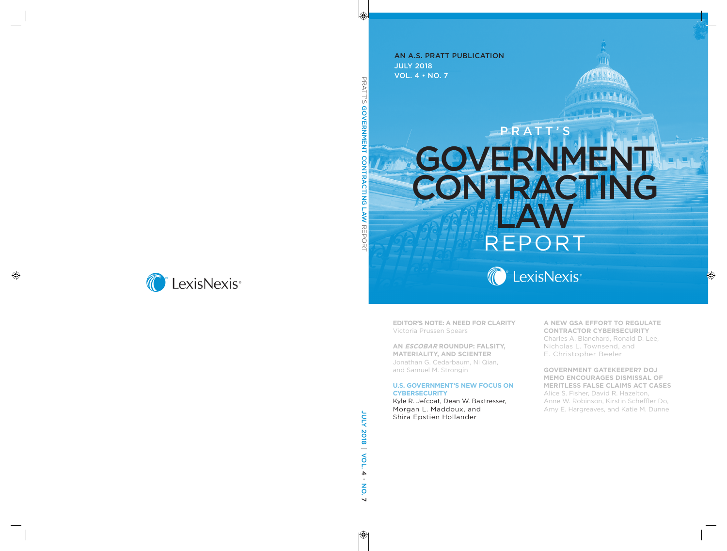AN A.S. PRATT PUBLICATION
JULY 2018
VOL. 4 • NO. 7

# PRATT'S GOVERNMENT CONTRACTING LAW REPORT

LexisNexis

**EDITOR'S NOTE: A NEED FOR CLARITY**
Victoria Prussen Spears

**AN *ESCOBAR* ROUNDUP: FALSITY, MATERIALITY, AND SCIENTER**
Jonathan G. Cedarbaum, Ni Qian, and Samuel M. Strongin

**U.S. GOVERNMENT'S NEW FOCUS ON CYBERSECURITY**
Kyle R. Jefcoat, Dean W. Baxtresser, Morgan L. Maddoux, and Shira Epstien Hollander

**A NEW GSA EFFORT TO REGULATE CONTRACTOR CYBERSECURITY**
Charles A. Blanchard, Ronald D. Lee, Nicholas L. Townsend, and E. Christopher Beeler

**GOVERNMENT GATEKEEPER? DOJ MEMO ENCOURAGES DISMISSAL OF MERITLESS FALSE CLAIMS ACT CASES**
Alice S. Fisher, David R. Hazelton, Anne W. Robinson, Kirstin Scheffler Do, Amy E. Hargreaves, and Katie M. Dunne

LexisNexis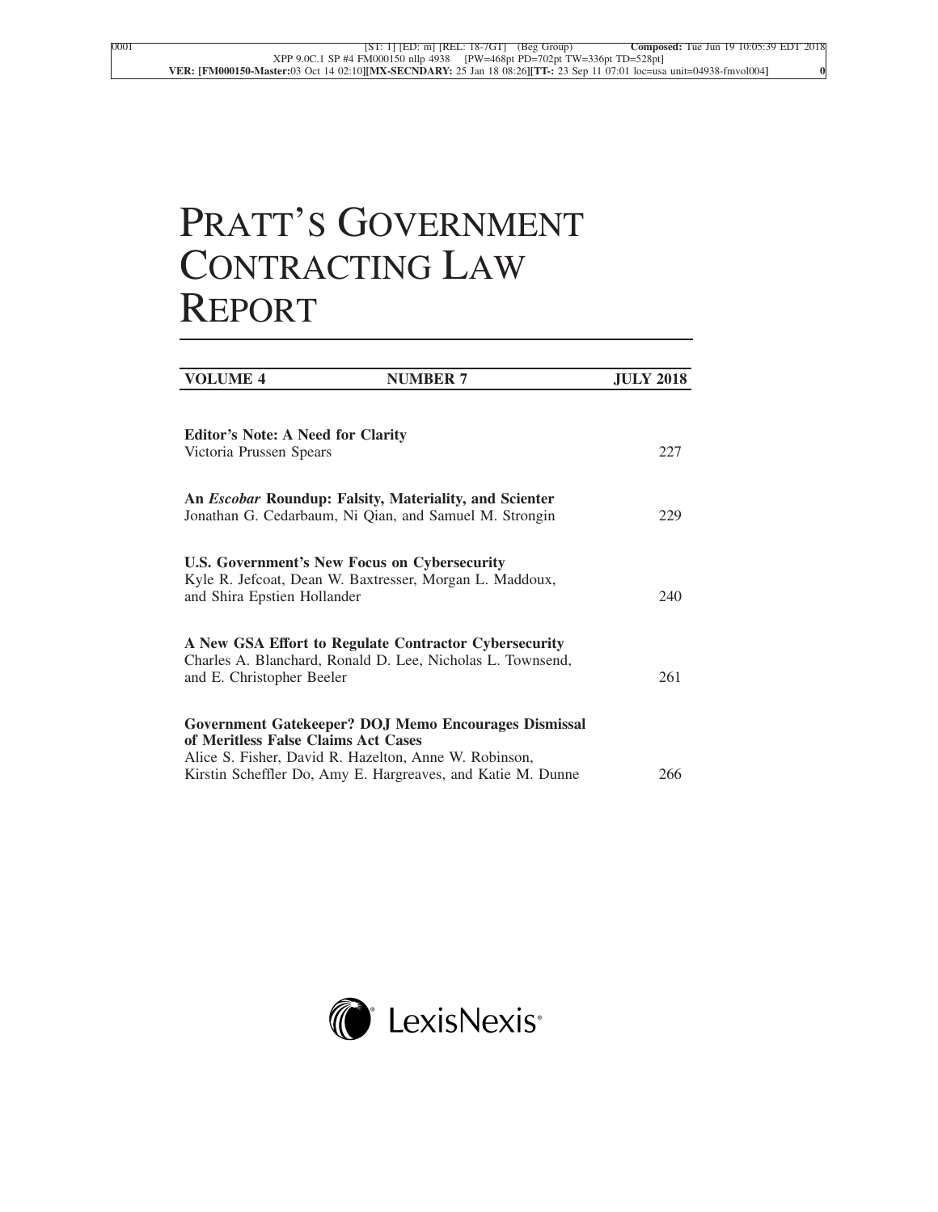# PRATT'S GOVERNMENT CONTRACTING LAW REPORT

| VOLUME 4 | NUMBER 7 | JULY 2018 |
|---|---|---|

**Editor's Note: A Need for Clarity**
Victoria Prussen Spears — 227

**An *Escobar* Roundup: Falsity, Materiality, and Scienter**
Jonathan G. Cedarbaum, Ni Qian, and Samuel M. Strongin — 229

**U.S. Government's New Focus on Cybersecurity**
Kyle R. Jefcoat, Dean W. Baxtresser, Morgan L. Maddoux, and Shira Epstien Hollander — 240

**A New GSA Effort to Regulate Contractor Cybersecurity**
Charles A. Blanchard, Ronald D. Lee, Nicholas L. Townsend, and E. Christopher Beeler — 261

**Government Gatekeeper? DOJ Memo Encourages Dismissal of Meritless False Claims Act Cases**
Alice S. Fisher, David R. Hazelton, Anne W. Robinson, Kirstin Scheffler Do, Amy E. Hargreaves, and Katie M. Dunne — 266

LexisNexis®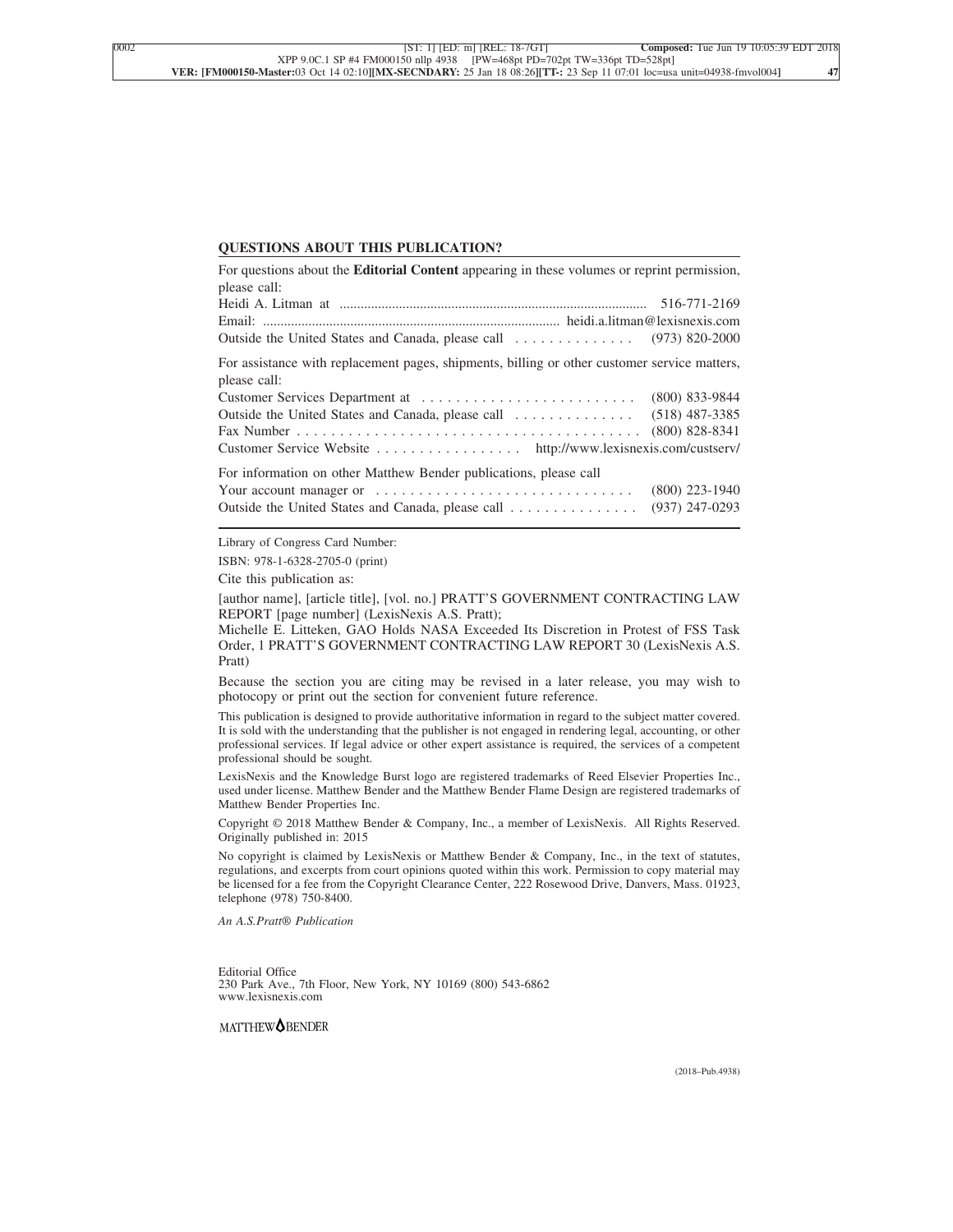## QUESTIONS ABOUT THIS PUBLICATION?

For questions about the **Editorial Content** appearing in these volumes or reprint permission, please call:

Heidi A. Litman at .......................................................................................... 516-771-2169
Email: .................................................................................... heidi.a.litman@lexisnexis.com
Outside the United States and Canada, please call . . . . . . . . . . . . . . (973) 820-2000

For assistance with replacement pages, shipments, billing or other customer service matters, please call:

Customer Services Department at . . . . . . . . . . . . . . . . . . . . . . . . . (800) 833-9844
Outside the United States and Canada, please call . . . . . . . . . . . . . . (518) 487-3385
Fax Number . . . . . . . . . . . . . . . . . . . . . . . . . . . . . . . . . . . . . . . . . (800) 828-8341
Customer Service Website . . . . . . . . . . . . . . . . . http://www.lexisnexis.com/custserv/

For information on other Matthew Bender publications, please call

Your account manager or . . . . . . . . . . . . . . . . . . . . . . . . . . . . . . (800) 223-1940
Outside the United States and Canada, please call . . . . . . . . . . . . . . . (937) 247-0293

---

Library of Congress Card Number:

ISBN: 978-1-6328-2705-0 (print)

Cite this publication as:

[author name], [article title], [vol. no.] PRATT'S GOVERNMENT CONTRACTING LAW REPORT [page number] (LexisNexis A.S. Pratt);

Michelle E. Litteken, GAO Holds NASA Exceeded Its Discretion in Protest of FSS Task Order, 1 PRATT'S GOVERNMENT CONTRACTING LAW REPORT 30 (LexisNexis A.S. Pratt)

Because the section you are citing may be revised in a later release, you may wish to photocopy or print out the section for convenient future reference.

This publication is designed to provide authoritative information in regard to the subject matter covered. It is sold with the understanding that the publisher is not engaged in rendering legal, accounting, or other professional services. If legal advice or other expert assistance is required, the services of a competent professional should be sought.

LexisNexis and the Knowledge Burst logo are registered trademarks of Reed Elsevier Properties Inc., used under license. Matthew Bender and the Matthew Bender Flame Design are registered trademarks of Matthew Bender Properties Inc.

Copyright © 2018 Matthew Bender & Company, Inc., a member of LexisNexis. All Rights Reserved. Originally published in: 2015

No copyright is claimed by LexisNexis or Matthew Bender & Company, Inc., in the text of statutes, regulations, and excerpts from court opinions quoted within this work. Permission to copy material may be licensed for a fee from the Copyright Clearance Center, 222 Rosewood Drive, Danvers, Mass. 01923, telephone (978) 750-8400.

*An A.S.Pratt® Publication*

Editorial Office
230 Park Ave., 7th Floor, New York, NY 10169 (800) 543-6862
www.lexisnexis.com

MATTHEW BENDER

(2018–Pub.4938)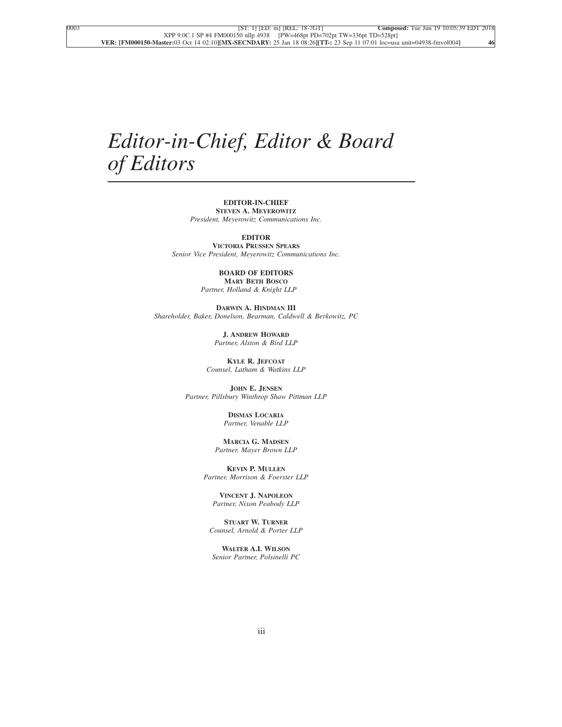# *Editor-in-Chief, Editor & Board of Editors*

**EDITOR-IN-CHIEF**
**STEVEN A. MEYEROWITZ**
*President, Meyerowitz Communications Inc.*

**EDITOR**
**VICTORIA PRUSSEN SPEARS**
*Senior Vice President, Meyerowitz Communications Inc.*

**BOARD OF EDITORS**

**MARY BETH BOSCO**
*Partner, Holland & Knight LLP*

**DARWIN A. HINDMAN III**
*Shareholder, Baker, Donelson, Bearman, Caldwell & Berkowitz, PC*

**J. ANDREW HOWARD**
*Partner, Alston & Bird LLP*

**KYLE R. JEFCOAT**
*Counsel, Latham & Watkins LLP*

**JOHN E. JENSEN**
*Partner, Pillsbury Winthrop Shaw Pittman LLP*

**DISMAS LOCARIA**
*Partner, Venable LLP*

**MARCIA G. MADSEN**
*Partner, Mayer Brown LLP*

**KEVIN P. MULLEN**
*Partner, Morrison & Foerster LLP*

**VINCENT J. NAPOLEON**
*Partner, Nixon Peabody LLP*

**STUART W. TURNER**
*Counsel, Arnold & Porter LLP*

**WALTER A.I. WILSON**
*Senior Partner, Polsinelli PC*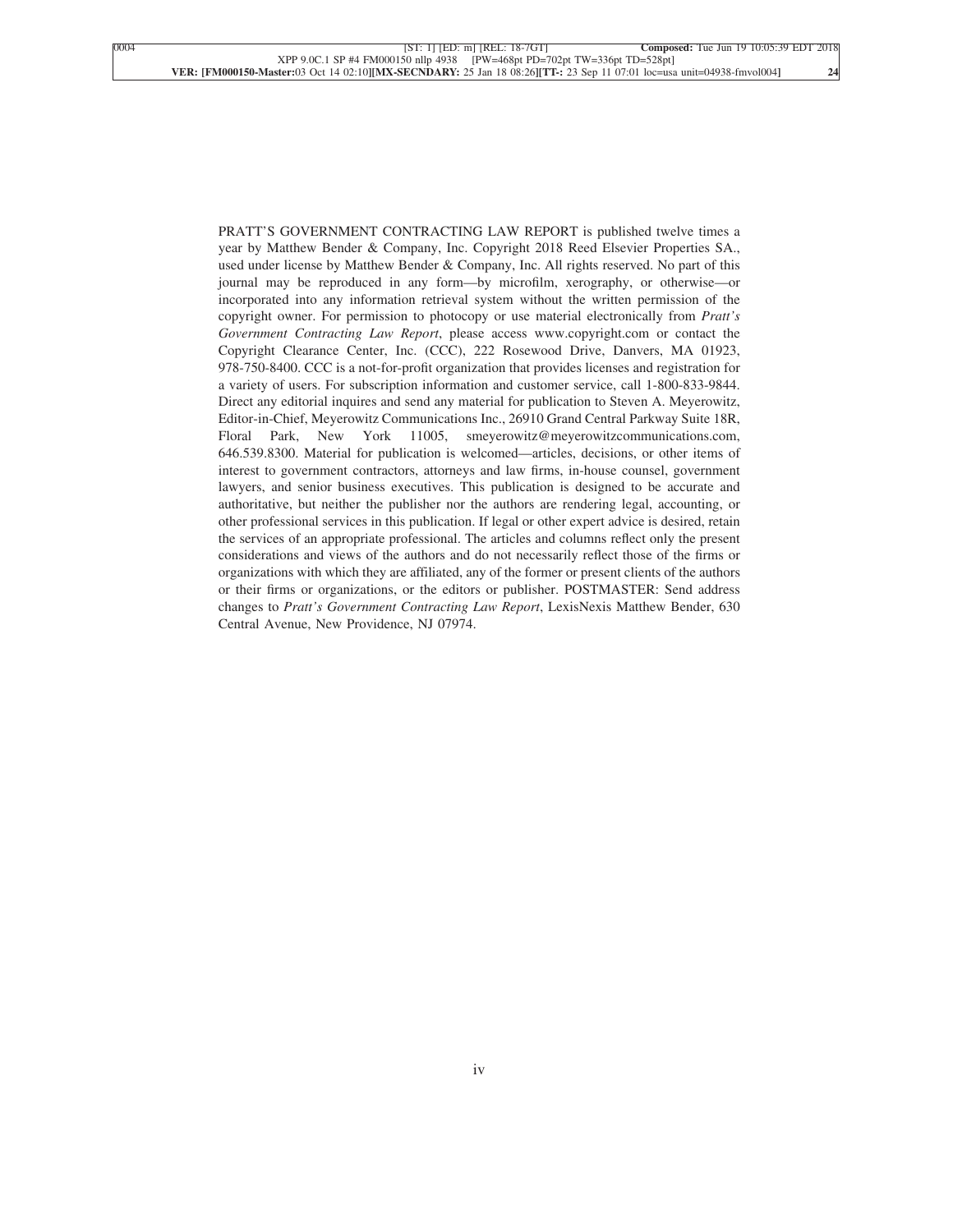PRATT'S GOVERNMENT CONTRACTING LAW REPORT is published twelve times a year by Matthew Bender & Company, Inc. Copyright 2018 Reed Elsevier Properties SA., used under license by Matthew Bender & Company, Inc. All rights reserved. No part of this journal may be reproduced in any form—by microfilm, xerography, or otherwise—or incorporated into any information retrieval system without the written permission of the copyright owner. For permission to photocopy or use material electronically from *Pratt's Government Contracting Law Report*, please access www.copyright.com or contact the Copyright Clearance Center, Inc. (CCC), 222 Rosewood Drive, Danvers, MA 01923, 978-750-8400. CCC is a not-for-profit organization that provides licenses and registration for a variety of users. For subscription information and customer service, call 1-800-833-9844. Direct any editorial inquires and send any material for publication to Steven A. Meyerowitz, Editor-in-Chief, Meyerowitz Communications Inc., 26910 Grand Central Parkway Suite 18R, Floral Park, New York 11005, smeyerowitz@meyerowitzcommunications.com, 646.539.8300. Material for publication is welcomed—articles, decisions, or other items of interest to government contractors, attorneys and law firms, in-house counsel, government lawyers, and senior business executives. This publication is designed to be accurate and authoritative, but neither the publisher nor the authors are rendering legal, accounting, or other professional services in this publication. If legal or other expert advice is desired, retain the services of an appropriate professional. The articles and columns reflect only the present considerations and views of the authors and do not necessarily reflect those of the firms or organizations with which they are affiliated, any of the former or present clients of the authors or their firms or organizations, or the editors or publisher. POSTMASTER: Send address changes to *Pratt's Government Contracting Law Report*, LexisNexis Matthew Bender, 630 Central Avenue, New Providence, NJ 07974.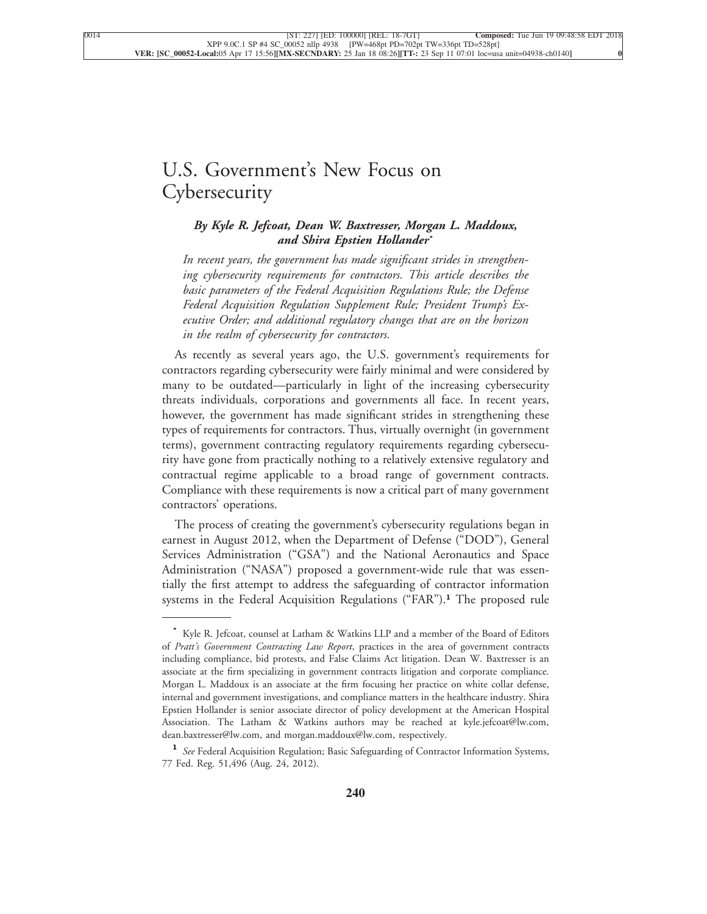# U.S. Government's New Focus on Cybersecurity

***By Kyle R. Jefcoat, Dean W. Baxtresser, Morgan L. Maddoux, and Shira Epstien Hollander****

*In recent years, the government has made significant strides in strengthening cybersecurity requirements for contractors. This article describes the basic parameters of the Federal Acquisition Regulations Rule; the Defense Federal Acquisition Regulation Supplement Rule; President Trump's Executive Order; and additional regulatory changes that are on the horizon in the realm of cybersecurity for contractors.*

As recently as several years ago, the U.S. government's requirements for contractors regarding cybersecurity were fairly minimal and were considered by many to be outdated—particularly in light of the increasing cybersecurity threats individuals, corporations and governments all face. In recent years, however, the government has made significant strides in strengthening these types of requirements for contractors. Thus, virtually overnight (in government terms), government contracting regulatory requirements regarding cybersecurity have gone from practically nothing to a relatively extensive regulatory and contractual regime applicable to a broad range of government contracts. Compliance with these requirements is now a critical part of many government contractors' operations.

The process of creating the government's cybersecurity regulations began in earnest in August 2012, when the Department of Defense ("DOD"), General Services Administration ("GSA") and the National Aeronautics and Space Administration ("NASA") proposed a government-wide rule that was essentially the first attempt to address the safeguarding of contractor information systems in the Federal Acquisition Regulations ("FAR").[1] The proposed rule

---

[*] Kyle R. Jefcoat, counsel at Latham & Watkins LLP and a member of the Board of Editors of *Pratt's Government Contracting Law Report*, practices in the area of government contracts including compliance, bid protests, and False Claims Act litigation. Dean W. Baxtresser is an associate at the firm specializing in government contracts litigation and corporate compliance. Morgan L. Maddoux is an associate at the firm focusing her practice on white collar defense, internal and government investigations, and compliance matters in the healthcare industry. Shira Epstien Hollander is senior associate director of policy development at the American Hospital Association. The Latham & Watkins authors may be reached at kyle.jefcoat@lw.com, dean.baxtresser@lw.com, and morgan.maddoux@lw.com, respectively.

[1] *See* Federal Acquisition Regulation; Basic Safeguarding of Contractor Information Systems, 77 Fed. Reg. 51,496 (Aug. 24, 2012).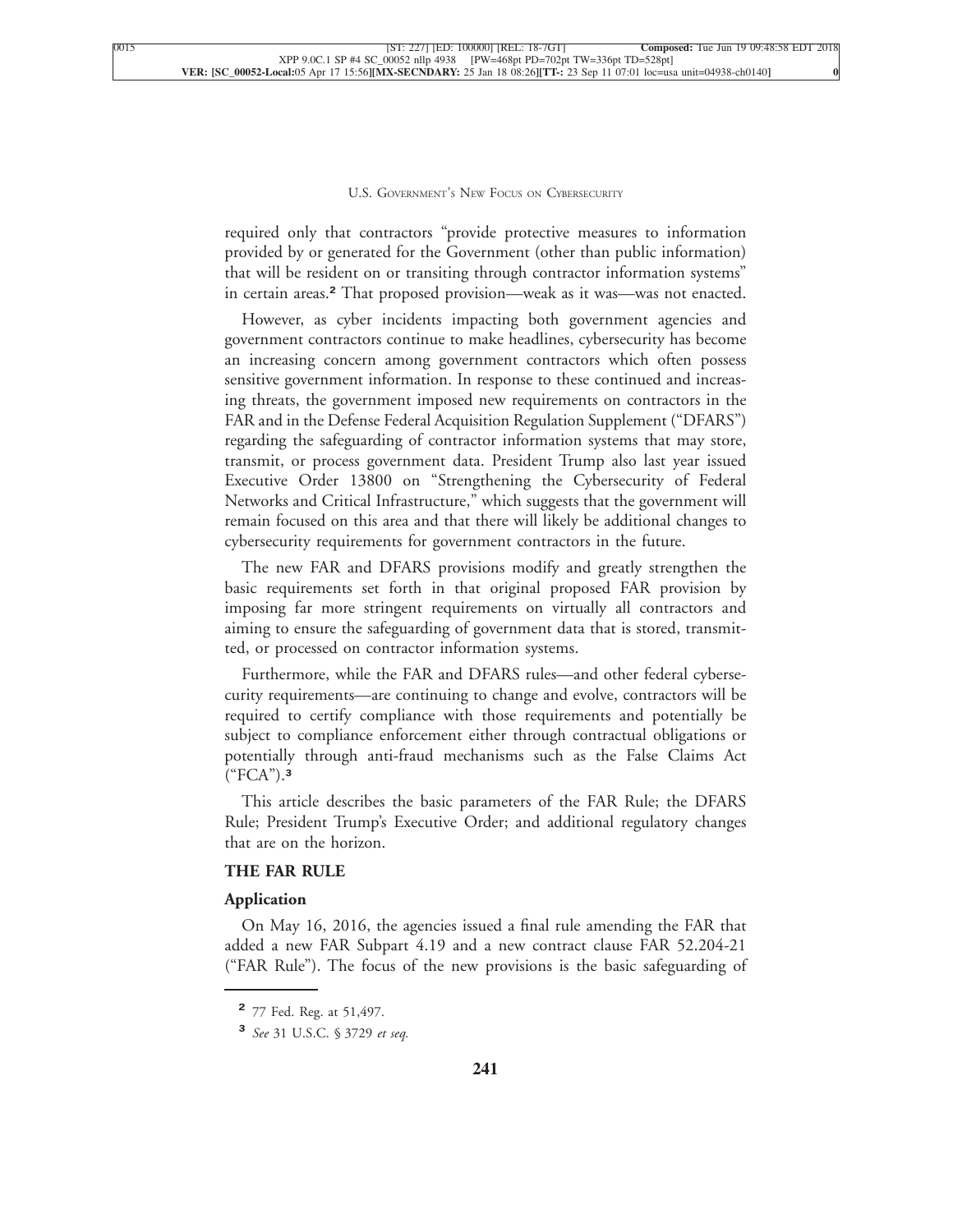required only that contractors "provide protective measures to information provided by or generated for the Government (other than public information) that will be resident on or transiting through contractor information systems" in certain areas.[2] That proposed provision—weak as it was—was not enacted.

However, as cyber incidents impacting both government agencies and government contractors continue to make headlines, cybersecurity has become an increasing concern among government contractors which often possess sensitive government information. In response to these continued and increasing threats, the government imposed new requirements on contractors in the FAR and in the Defense Federal Acquisition Regulation Supplement ("DFARS") regarding the safeguarding of contractor information systems that may store, transmit, or process government data. President Trump also last year issued Executive Order 13800 on "Strengthening the Cybersecurity of Federal Networks and Critical Infrastructure," which suggests that the government will remain focused on this area and that there will likely be additional changes to cybersecurity requirements for government contractors in the future.

The new FAR and DFARS provisions modify and greatly strengthen the basic requirements set forth in that original proposed FAR provision by imposing far more stringent requirements on virtually all contractors and aiming to ensure the safeguarding of government data that is stored, transmitted, or processed on contractor information systems.

Furthermore, while the FAR and DFARS rules—and other federal cybersecurity requirements—are continuing to change and evolve, contractors will be required to certify compliance with those requirements and potentially be subject to compliance enforcement either through contractual obligations or potentially through anti-fraud mechanisms such as the False Claims Act ("FCA").[3]

This article describes the basic parameters of the FAR Rule; the DFARS Rule; President Trump's Executive Order; and additional regulatory changes that are on the horizon.

## THE FAR RULE

### Application

On May 16, 2016, the agencies issued a final rule amending the FAR that added a new FAR Subpart 4.19 and a new contract clause FAR 52.204-21 ("FAR Rule"). The focus of the new provisions is the basic safeguarding of

---

[2] 77 Fed. Reg. at 51,497.

[3] *See* 31 U.S.C. § 3729 *et seq.*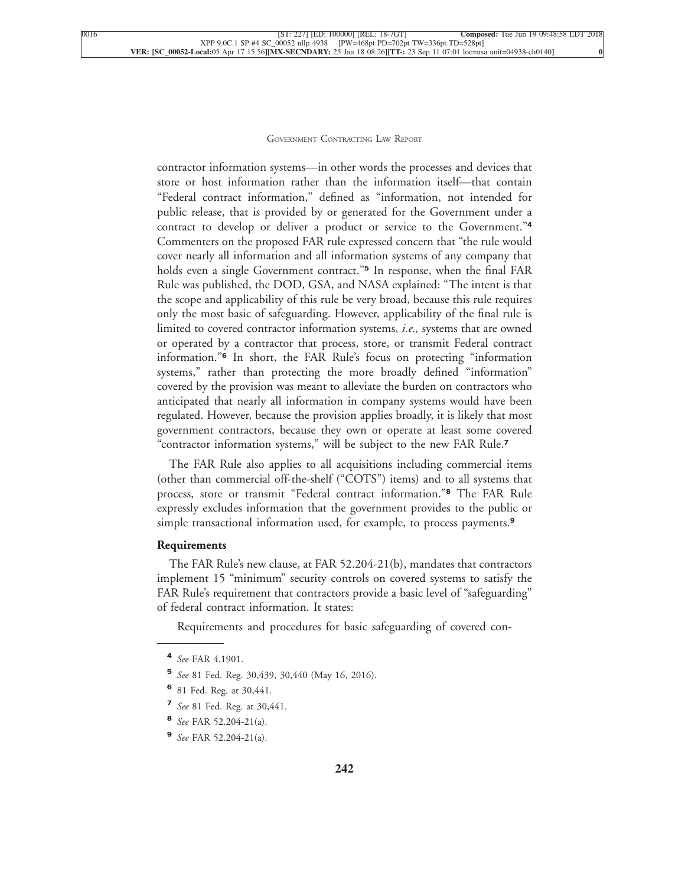contractor information systems—in other words the processes and devices that store or host information rather than the information itself—that contain "Federal contract information," defined as "information, not intended for public release, that is provided by or generated for the Government under a contract to develop or deliver a product or service to the Government."[4] Commenters on the proposed FAR rule expressed concern that "the rule would cover nearly all information and all information systems of any company that holds even a single Government contract."[5] In response, when the final FAR Rule was published, the DOD, GSA, and NASA explained: "The intent is that the scope and applicability of this rule be very broad, because this rule requires only the most basic of safeguarding. However, applicability of the final rule is limited to covered contractor information systems, *i.e.,* systems that are owned or operated by a contractor that process, store, or transmit Federal contract information."[6] In short, the FAR Rule's focus on protecting "information systems," rather than protecting the more broadly defined "information" covered by the provision was meant to alleviate the burden on contractors who anticipated that nearly all information in company systems would have been regulated. However, because the provision applies broadly, it is likely that most government contractors, because they own or operate at least some covered "contractor information systems," will be subject to the new FAR Rule.[7]

The FAR Rule also applies to all acquisitions including commercial items (other than commercial off-the-shelf ("COTS") items) and to all systems that process, store or transmit "Federal contract information."[8] The FAR Rule expressly excludes information that the government provides to the public or simple transactional information used, for example, to process payments.[9]

**Requirements**

The FAR Rule's new clause, at FAR 52.204-21(b), mandates that contractors implement 15 "minimum" security controls on covered systems to satisfy the FAR Rule's requirement that contractors provide a basic level of "safeguarding" of federal contract information. It states:

Requirements and procedures for basic safeguarding of covered con-

---

[4] *See* FAR 4.1901.

[5] *See* 81 Fed. Reg. 30,439, 30,440 (May 16, 2016).

[6] 81 Fed. Reg. at 30,441.

[7] *See* 81 Fed. Reg. at 30,441.

[8] *See* FAR 52.204-21(a).

[9] *See* FAR 52.204-21(a).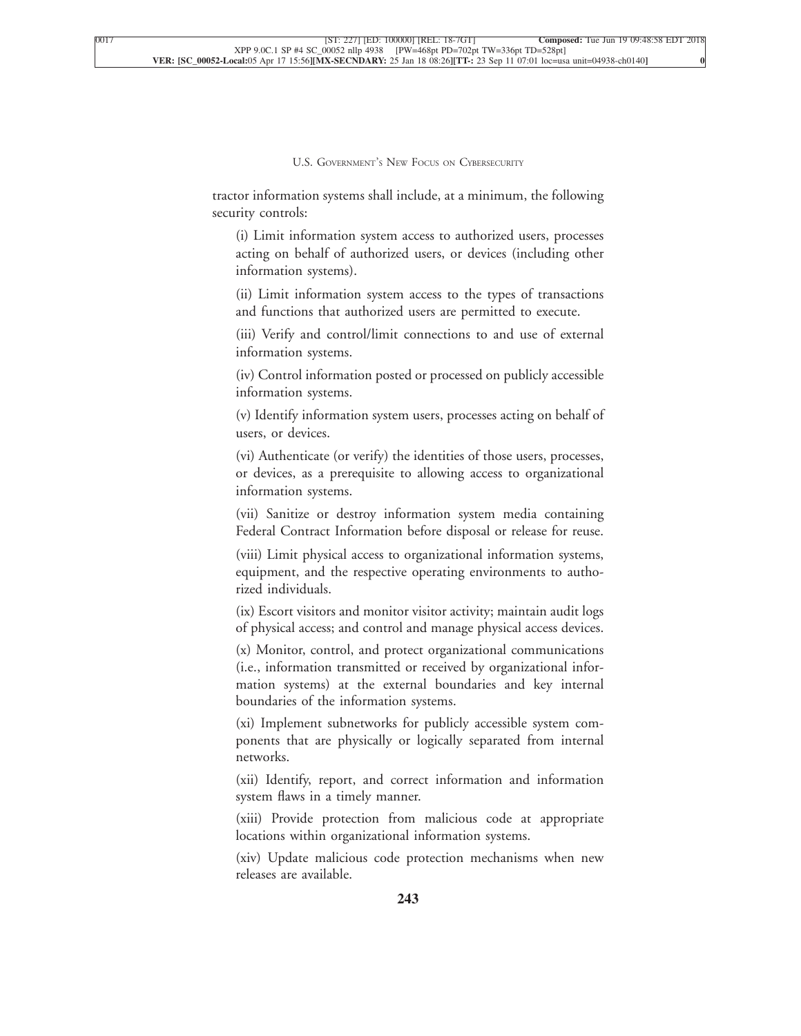tractor information systems shall include, at a minimum, the following security controls:

(i) Limit information system access to authorized users, processes acting on behalf of authorized users, or devices (including other information systems).

(ii) Limit information system access to the types of transactions and functions that authorized users are permitted to execute.

(iii) Verify and control/limit connections to and use of external information systems.

(iv) Control information posted or processed on publicly accessible information systems.

(v) Identify information system users, processes acting on behalf of users, or devices.

(vi) Authenticate (or verify) the identities of those users, processes, or devices, as a prerequisite to allowing access to organizational information systems.

(vii) Sanitize or destroy information system media containing Federal Contract Information before disposal or release for reuse.

(viii) Limit physical access to organizational information systems, equipment, and the respective operating environments to authorized individuals.

(ix) Escort visitors and monitor visitor activity; maintain audit logs of physical access; and control and manage physical access devices.

(x) Monitor, control, and protect organizational communications (i.e., information transmitted or received by organizational information systems) at the external boundaries and key internal boundaries of the information systems.

(xi) Implement subnetworks for publicly accessible system components that are physically or logically separated from internal networks.

(xii) Identify, report, and correct information and information system flaws in a timely manner.

(xiii) Provide protection from malicious code at appropriate locations within organizational information systems.

(xiv) Update malicious code protection mechanisms when new releases are available.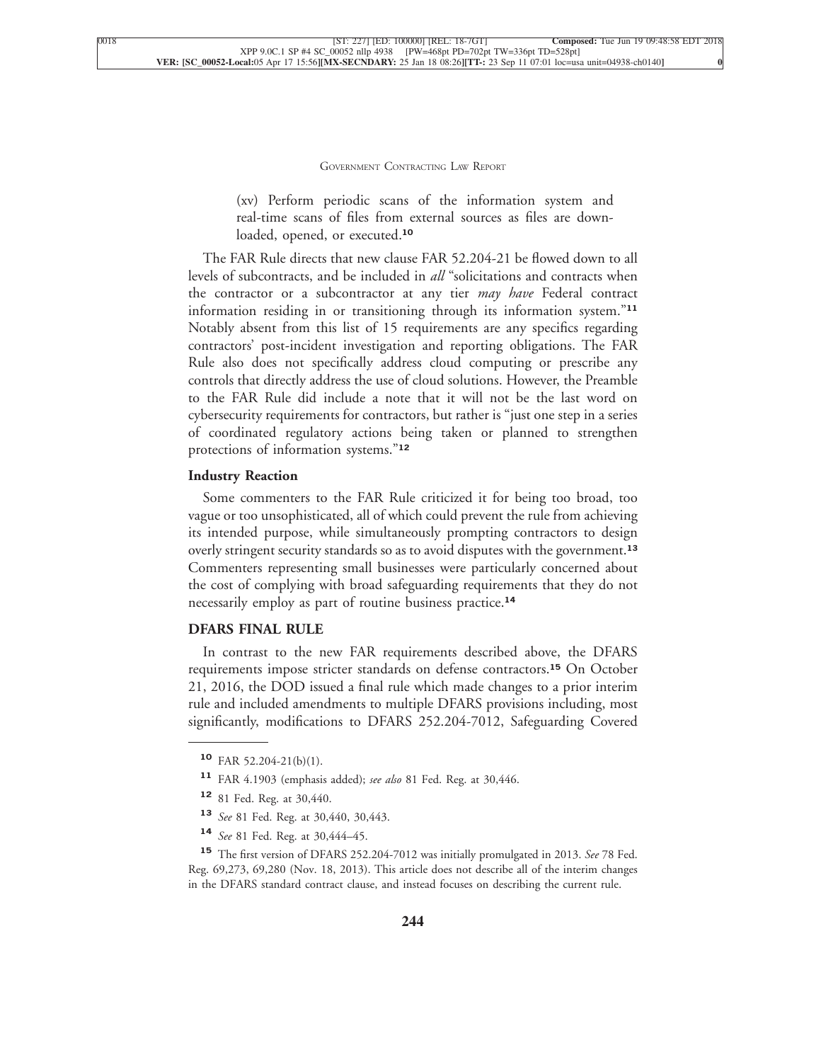(xv) Perform periodic scans of the information system and real-time scans of files from external sources as files are downloaded, opened, or executed.[10]

The FAR Rule directs that new clause FAR 52.204-21 be flowed down to all levels of subcontracts, and be included in *all* "solicitations and contracts when the contractor or a subcontractor at any tier *may have* Federal contract information residing in or transitioning through its information system."[11] Notably absent from this list of 15 requirements are any specifics regarding contractors' post-incident investigation and reporting obligations. The FAR Rule also does not specifically address cloud computing or prescribe any controls that directly address the use of cloud solutions. However, the Preamble to the FAR Rule did include a note that it will not be the last word on cybersecurity requirements for contractors, but rather is "just one step in a series of coordinated regulatory actions being taken or planned to strengthen protections of information systems."[12]

**Industry Reaction**

Some commenters to the FAR Rule criticized it for being too broad, too vague or too unsophisticated, all of which could prevent the rule from achieving its intended purpose, while simultaneously prompting contractors to design overly stringent security standards so as to avoid disputes with the government.[13] Commenters representing small businesses were particularly concerned about the cost of complying with broad safeguarding requirements that they do not necessarily employ as part of routine business practice.[14]

## DFARS FINAL RULE

In contrast to the new FAR requirements described above, the DFARS requirements impose stricter standards on defense contractors.[15] On October 21, 2016, the DOD issued a final rule which made changes to a prior interim rule and included amendments to multiple DFARS provisions including, most significantly, modifications to DFARS 252.204-7012, Safeguarding Covered

---

[10] FAR 52.204-21(b)(1).

[11] FAR 4.1903 (emphasis added); *see also* 81 Fed. Reg. at 30,446.

[12] 81 Fed. Reg. at 30,440.

[13] *See* 81 Fed. Reg. at 30,440, 30,443.

[14] *See* 81 Fed. Reg. at 30,444–45.

[15] The first version of DFARS 252.204-7012 was initially promulgated in 2013. *See* 78 Fed. Reg. 69,273, 69,280 (Nov. 18, 2013). This article does not describe all of the interim changes in the DFARS standard contract clause, and instead focuses on describing the current rule.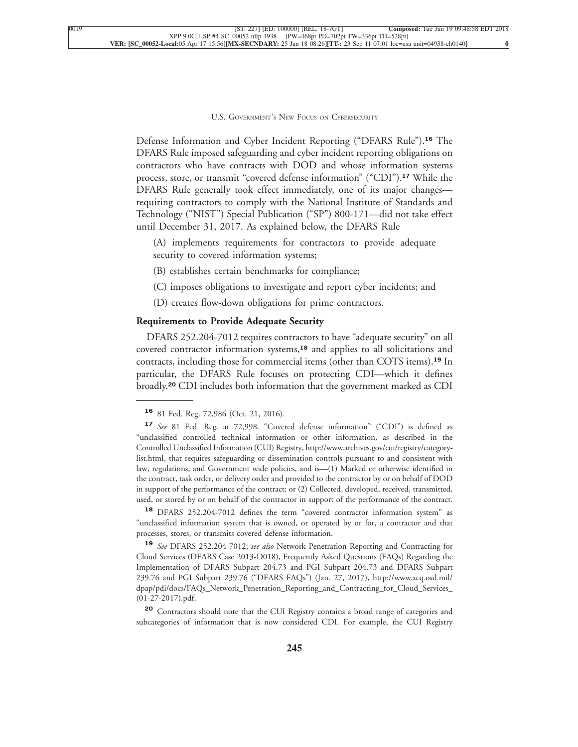Defense Information and Cyber Incident Reporting ("DFARS Rule").[16] The DFARS Rule imposed safeguarding and cyber incident reporting obligations on contractors who have contracts with DOD and whose information systems process, store, or transmit "covered defense information" ("CDI").[17] While the DFARS Rule generally took effect immediately, one of its major changes—requiring contractors to comply with the National Institute of Standards and Technology ("NIST") Special Publication ("SP") 800-171—did not take effect until December 31, 2017. As explained below, the DFARS Rule

(A) implements requirements for contractors to provide adequate security to covered information systems;

(B) establishes certain benchmarks for compliance;

(C) imposes obligations to investigate and report cyber incidents; and

(D) creates flow-down obligations for prime contractors.

**Requirements to Provide Adequate Security**

DFARS 252.204-7012 requires contractors to have "adequate security" on all covered contractor information systems,[18] and applies to all solicitations and contracts, including those for commercial items (other than COTS items).[19] In particular, the DFARS Rule focuses on protecting CDI—which it defines broadly.[20] CDI includes both information that the government marked as CDI

---

[16] 81 Fed. Reg. 72,986 (Oct. 21, 2016).

[17] *See* 81 Fed. Reg. at 72,998. "Covered defense information" ("CDI") is defined as "unclassified controlled technical information or other information, as described in the Controlled Unclassified Information (CUI) Registry, http://www.archives.gov/cui/registry/category-list.html, that requires safeguarding or dissemination controls pursuant to and consistent with law, regulations, and Government wide policies, and is—(1) Marked or otherwise identified in the contract, task order, or delivery order and provided to the contractor by or on behalf of DOD in support of the performance of the contract; or (2) Collected, developed, received, transmitted, used, or stored by or on behalf of the contractor in support of the performance of the contract.

[18] DFARS 252.204-7012 defines the term "covered contractor information system" as "unclassified information system that is owned, or operated by or for, a contractor and that processes, stores, or transmits covered defense information.

[19] *See* DFARS 252.204-7012; *see also* Network Penetration Reporting and Contracting for Cloud Services (DFARS Case 2013-D018), Frequently Asked Questions (FAQs) Regarding the Implementation of DFARS Subpart 204.73 and PGI Subpart 204.73 and DFARS Subpart 239.76 and PGI Subpart 239.76 ("DFARS FAQs") (Jan. 27, 2017), http://www.acq.osd.mil/dpap/pdi/docs/FAQs_Network_Penetration_Reporting_and_Contracting_for_Cloud_Services_(01-27-2017).pdf.

[20] Contractors should note that the CUI Registry contains a broad range of categories and subcategories of information that is now considered CDI. For example, the CUI Registry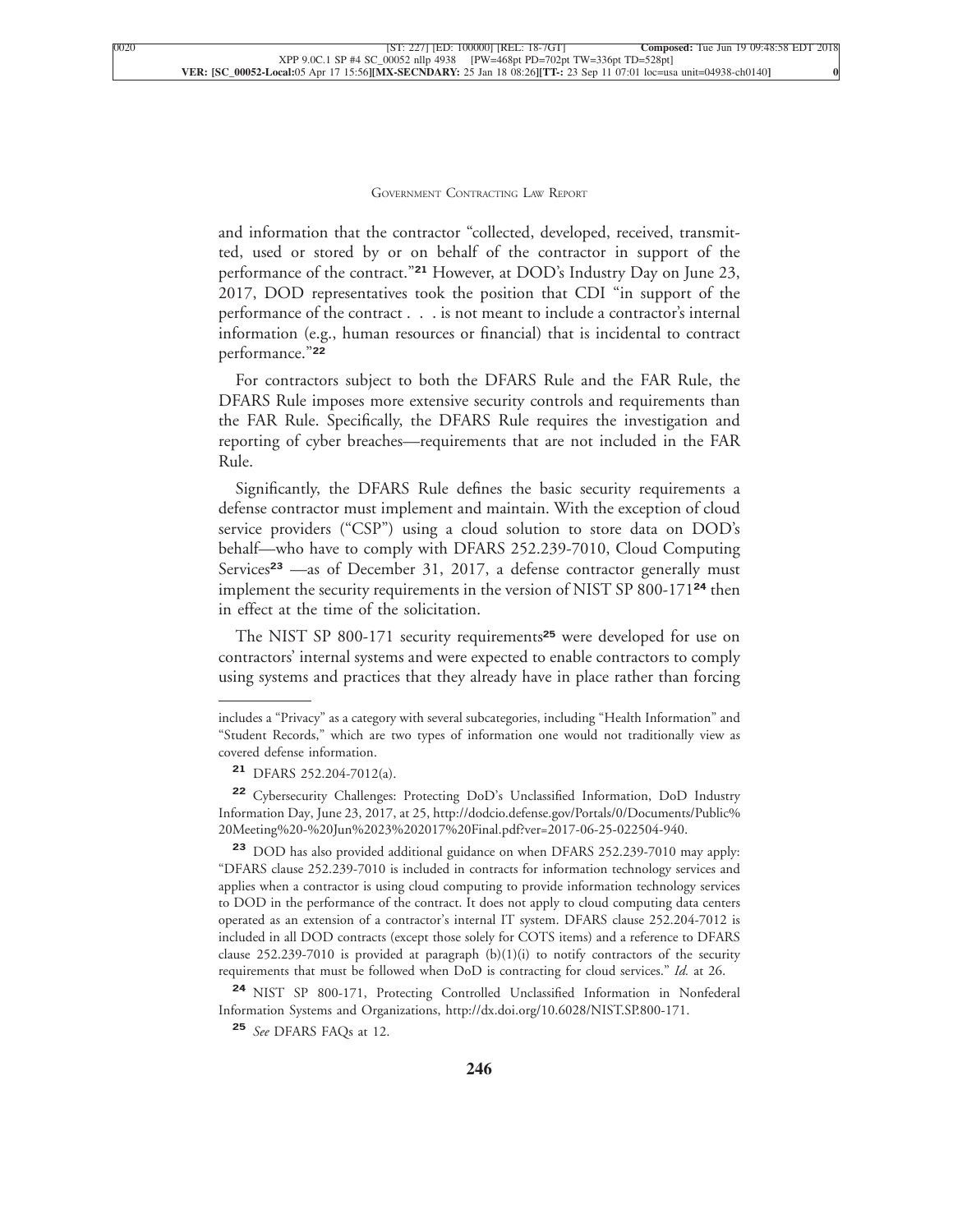and information that the contractor "collected, developed, received, transmitted, used or stored by or on behalf of the contractor in support of the performance of the contract."[21] However, at DOD's Industry Day on June 23, 2017, DOD representatives took the position that CDI "in support of the performance of the contract . . . is not meant to include a contractor's internal information (e.g., human resources or financial) that is incidental to contract performance."[22]

For contractors subject to both the DFARS Rule and the FAR Rule, the DFARS Rule imposes more extensive security controls and requirements than the FAR Rule. Specifically, the DFARS Rule requires the investigation and reporting of cyber breaches—requirements that are not included in the FAR Rule.

Significantly, the DFARS Rule defines the basic security requirements a defense contractor must implement and maintain. With the exception of cloud service providers ("CSP") using a cloud solution to store data on DOD's behalf—who have to comply with DFARS 252.239-7010, Cloud Computing Services[23] —as of December 31, 2017, a defense contractor generally must implement the security requirements in the version of NIST SP 800-171[24] then in effect at the time of the solicitation.

The NIST SP 800-171 security requirements[25] were developed for use on contractors' internal systems and were expected to enable contractors to comply using systems and practices that they already have in place rather than forcing

---

includes a "Privacy" as a category with several subcategories, including "Health Information" and "Student Records," which are two types of information one would not traditionally view as covered defense information.

[21] DFARS 252.204-7012(a).

[22] Cybersecurity Challenges: Protecting DoD's Unclassified Information, DoD Industry Information Day, June 23, 2017, at 25, http://dodcio.defense.gov/Portals/0/Documents/Public%20Meeting%20-%20Jun%2023%202017%20Final.pdf?ver=2017-06-25-022504-940.

[23] DOD has also provided additional guidance on when DFARS 252.239-7010 may apply: "DFARS clause 252.239-7010 is included in contracts for information technology services and applies when a contractor is using cloud computing to provide information technology services to DOD in the performance of the contract. It does not apply to cloud computing data centers operated as an extension of a contractor's internal IT system. DFARS clause 252.204-7012 is included in all DOD contracts (except those solely for COTS items) and a reference to DFARS clause 252.239-7010 is provided at paragraph (b)(1)(i) to notify contractors of the security requirements that must be followed when DoD is contracting for cloud services." *Id.* at 26.

[24] NIST SP 800-171, Protecting Controlled Unclassified Information in Nonfederal Information Systems and Organizations, http://dx.doi.org/10.6028/NIST.SP.800-171.

[25] *See* DFARS FAQs at 12.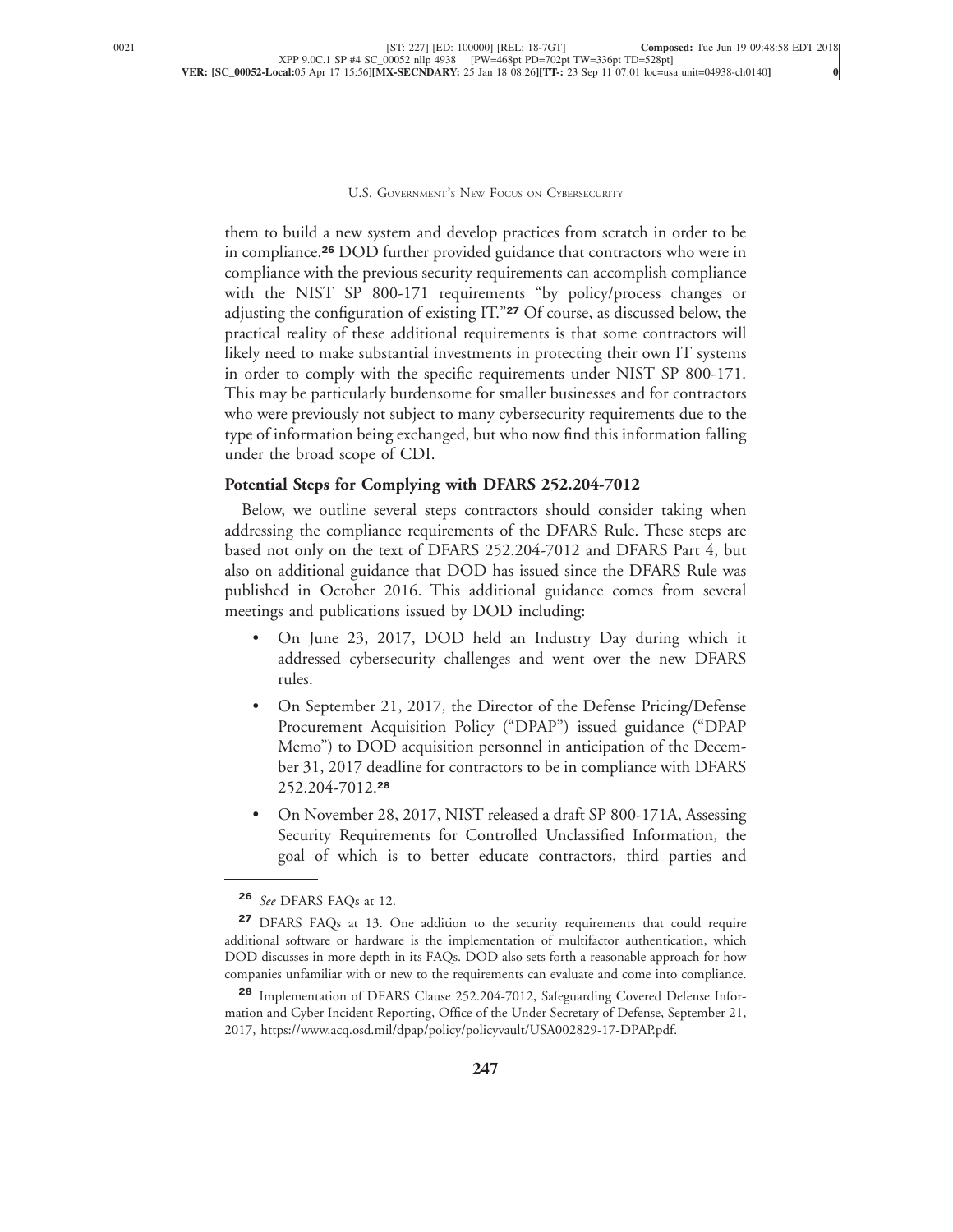them to build a new system and develop practices from scratch in order to be in compliance.[26] DOD further provided guidance that contractors who were in compliance with the previous security requirements can accomplish compliance with the NIST SP 800-171 requirements "by policy/process changes or adjusting the configuration of existing IT."[27] Of course, as discussed below, the practical reality of these additional requirements is that some contractors will likely need to make substantial investments in protecting their own IT systems in order to comply with the specific requirements under NIST SP 800-171. This may be particularly burdensome for smaller businesses and for contractors who were previously not subject to many cybersecurity requirements due to the type of information being exchanged, but who now find this information falling under the broad scope of CDI.

**Potential Steps for Complying with DFARS 252.204-7012**

Below, we outline several steps contractors should consider taking when addressing the compliance requirements of the DFARS Rule. These steps are based not only on the text of DFARS 252.204-7012 and DFARS Part 4, but also on additional guidance that DOD has issued since the DFARS Rule was published in October 2016. This additional guidance comes from several meetings and publications issued by DOD including:

- On June 23, 2017, DOD held an Industry Day during which it addressed cybersecurity challenges and went over the new DFARS rules.
- On September 21, 2017, the Director of the Defense Pricing/Defense Procurement Acquisition Policy ("DPAP") issued guidance ("DPAP Memo") to DOD acquisition personnel in anticipation of the December 31, 2017 deadline for contractors to be in compliance with DFARS 252.204-7012.[28]
- On November 28, 2017, NIST released a draft SP 800-171A, Assessing Security Requirements for Controlled Unclassified Information, the goal of which is to better educate contractors, third parties and

---

[26] *See* DFARS FAQs at 12.

[27] DFARS FAQs at 13. One addition to the security requirements that could require additional software or hardware is the implementation of multifactor authentication, which DOD discusses in more depth in its FAQs. DOD also sets forth a reasonable approach for how companies unfamiliar with or new to the requirements can evaluate and come into compliance.

[28] Implementation of DFARS Clause 252.204-7012, Safeguarding Covered Defense Information and Cyber Incident Reporting, Office of the Under Secretary of Defense, September 21, 2017, https://www.acq.osd.mil/dpap/policy/policyvault/USA002829-17-DPAP.pdf.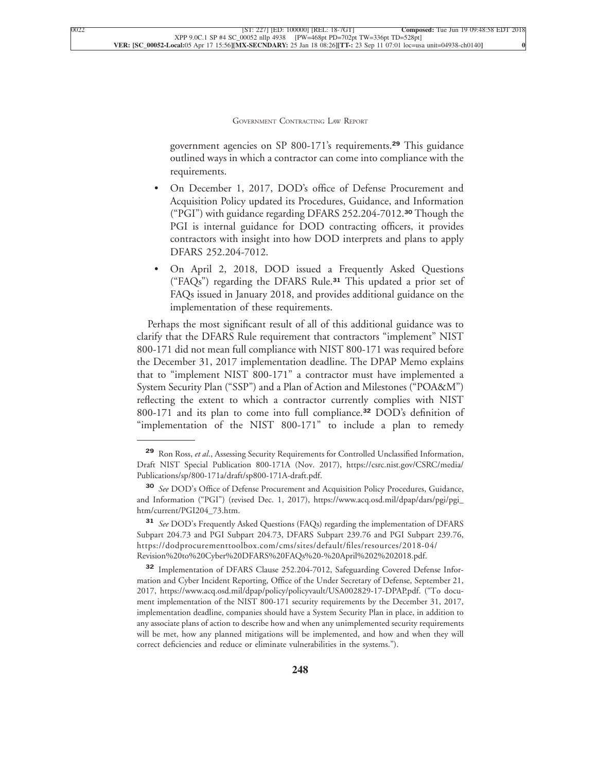government agencies on SP 800-171's requirements.[29] This guidance outlined ways in which a contractor can come into compliance with the requirements.

- On December 1, 2017, DOD's office of Defense Procurement and Acquisition Policy updated its Procedures, Guidance, and Information ("PGI") with guidance regarding DFARS 252.204-7012.[30] Though the PGI is internal guidance for DOD contracting officers, it provides contractors with insight into how DOD interprets and plans to apply DFARS 252.204-7012.
- On April 2, 2018, DOD issued a Frequently Asked Questions ("FAQs") regarding the DFARS Rule.[31] This updated a prior set of FAQs issued in January 2018, and provides additional guidance on the implementation of these requirements.

Perhaps the most significant result of all of this additional guidance was to clarify that the DFARS Rule requirement that contractors "implement" NIST 800-171 did not mean full compliance with NIST 800-171 was required before the December 31, 2017 implementation deadline. The DPAP Memo explains that to "implement NIST 800-171" a contractor must have implemented a System Security Plan ("SSP") and a Plan of Action and Milestones ("POA&M") reflecting the extent to which a contractor currently complies with NIST 800-171 and its plan to come into full compliance.[32] DOD's definition of "implementation of the NIST 800-171" to include a plan to remedy

---

[29] Ron Ross, *et al*., Assessing Security Requirements for Controlled Unclassified Information, Draft NIST Special Publication 800-171A (Nov. 2017), https://csrc.nist.gov/CSRC/media/Publications/sp/800-171a/draft/sp800-171A-draft.pdf.

[30] *See* DOD's Office of Defense Procurement and Acquisition Policy Procedures, Guidance, and Information ("PGI") (revised Dec. 1, 2017), https://www.acq.osd.mil/dpap/dars/pgi/pgi_htm/current/PGI204_73.htm.

[31] *See* DOD's Frequently Asked Questions (FAQs) regarding the implementation of DFARS Subpart 204.73 and PGI Subpart 204.73, DFARS Subpart 239.76 and PGI Subpart 239.76, https://dodprocurementtoolbox.com/cms/sites/default/files/resources/2018-04/Revision%20to%20Cyber%20DFARS%20FAQs%20-%20April%202%202018.pdf.

[32] Implementation of DFARS Clause 252.204-7012, Safeguarding Covered Defense Information and Cyber Incident Reporting, Office of the Under Secretary of Defense, September 21, 2017, https://www.acq.osd.mil/dpap/policy/policyvault/USA002829-17-DPAP.pdf. ("To document implementation of the NIST 800-171 security requirements by the December 31, 2017, implementation deadline, companies should have a System Security Plan in place, in addition to any associate plans of action to describe how and when any unimplemented security requirements will be met, how any planned mitigations will be implemented, and how and when they will correct deficiencies and reduce or eliminate vulnerabilities in the systems.").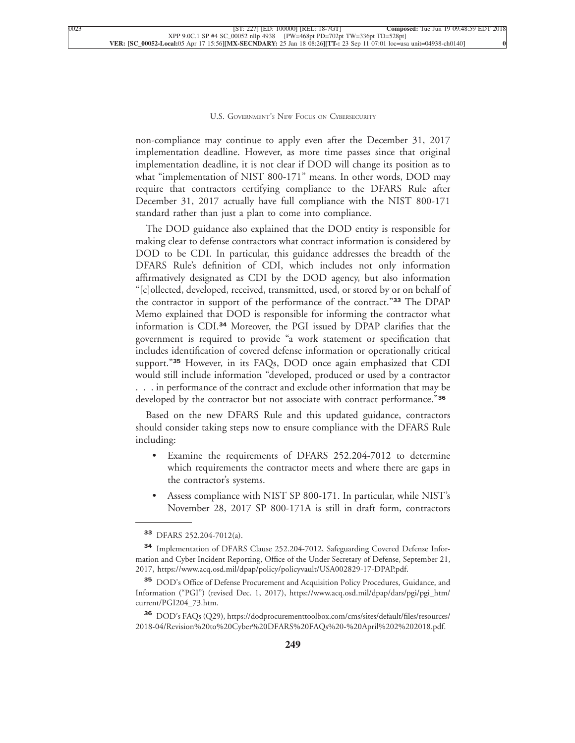non-compliance may continue to apply even after the December 31, 2017 implementation deadline. However, as more time passes since that original implementation deadline, it is not clear if DOD will change its position as to what "implementation of NIST 800-171" means. In other words, DOD may require that contractors certifying compliance to the DFARS Rule after December 31, 2017 actually have full compliance with the NIST 800-171 standard rather than just a plan to come into compliance.

The DOD guidance also explained that the DOD entity is responsible for making clear to defense contractors what contract information is considered by DOD to be CDI. In particular, this guidance addresses the breadth of the DFARS Rule's definition of CDI, which includes not only information affirmatively designated as CDI by the DOD agency, but also information "[c]ollected, developed, received, transmitted, used, or stored by or on behalf of the contractor in support of the performance of the contract."[33] The DPAP Memo explained that DOD is responsible for informing the contractor what information is CDI.[34] Moreover, the PGI issued by DPAP clarifies that the government is required to provide "a work statement or specification that includes identification of covered defense information or operationally critical support."[35] However, in its FAQs, DOD once again emphasized that CDI would still include information "developed, produced or used by a contractor . . . in performance of the contract and exclude other information that may be developed by the contractor but not associate with contract performance."[36]

Based on the new DFARS Rule and this updated guidance, contractors should consider taking steps now to ensure compliance with the DFARS Rule including:

- Examine the requirements of DFARS 252.204-7012 to determine which requirements the contractor meets and where there are gaps in the contractor's systems.
- Assess compliance with NIST SP 800-171. In particular, while NIST's November 28, 2017 SP 800-171A is still in draft form, contractors

---

[33] DFARS 252.204-7012(a).

[34] Implementation of DFARS Clause 252.204-7012, Safeguarding Covered Defense Information and Cyber Incident Reporting, Office of the Under Secretary of Defense, September 21, 2017, https://www.acq.osd.mil/dpap/policy/policyvault/USA002829-17-DPAP.pdf.

[35] DOD's Office of Defense Procurement and Acquisition Policy Procedures, Guidance, and Information ("PGI") (revised Dec. 1, 2017), https://www.acq.osd.mil/dpap/dars/pgi/pgi_htm/current/PGI204_73.htm.

[36] DOD's FAQs (Q29), https://dodprocurementtoolbox.com/cms/sites/default/files/resources/2018-04/Revision%20to%20Cyber%20DFARS%20FAQs%20-%20April%202%202018.pdf.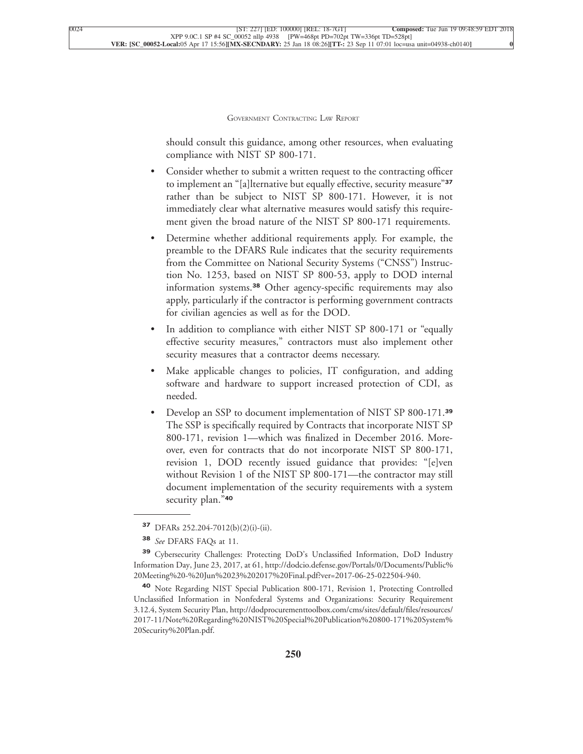should consult this guidance, among other resources, when evaluating compliance with NIST SP 800-171.

- Consider whether to submit a written request to the contracting officer to implement an "[a]lternative but equally effective, security measure"[37] rather than be subject to NIST SP 800-171. However, it is not immediately clear what alternative measures would satisfy this requirement given the broad nature of the NIST SP 800-171 requirements.
- Determine whether additional requirements apply. For example, the preamble to the DFARS Rule indicates that the security requirements from the Committee on National Security Systems ("CNSS") Instruction No. 1253, based on NIST SP 800-53, apply to DOD internal information systems.[38] Other agency-specific requirements may also apply, particularly if the contractor is performing government contracts for civilian agencies as well as for the DOD.
- In addition to compliance with either NIST SP 800-171 or "equally effective security measures," contractors must also implement other security measures that a contractor deems necessary.
- Make applicable changes to policies, IT configuration, and adding software and hardware to support increased protection of CDI, as needed.
- Develop an SSP to document implementation of NIST SP 800-171.[39] The SSP is specifically required by Contracts that incorporate NIST SP 800-171, revision 1—which was finalized in December 2016. Moreover, even for contracts that do not incorporate NIST SP 800-171, revision 1, DOD recently issued guidance that provides: "[e]ven without Revision 1 of the NIST SP 800-171—the contractor may still document implementation of the security requirements with a system security plan."[40]

---

[37] DFARs 252.204-7012(b)(2)(i)-(ii).

[38] *See* DFARS FAQs at 11.

[39] Cybersecurity Challenges: Protecting DoD's Unclassified Information, DoD Industry Information Day, June 23, 2017, at 61, http://dodcio.defense.gov/Portals/0/Documents/Public%20Meeting%20-%20Jun%2023%202017%20Final.pdf?ver=2017-06-25-022504-940.

[40] Note Regarding NIST Special Publication 800-171, Revision 1, Protecting Controlled Unclassified Information in Nonfederal Systems and Organizations: Security Requirement 3.12.4, System Security Plan, http://dodprocurementtoolbox.com/cms/sites/default/files/resources/2017-11/Note%20Regarding%20NIST%20Special%20Publication%20800-171%20System%20Security%20Plan.pdf.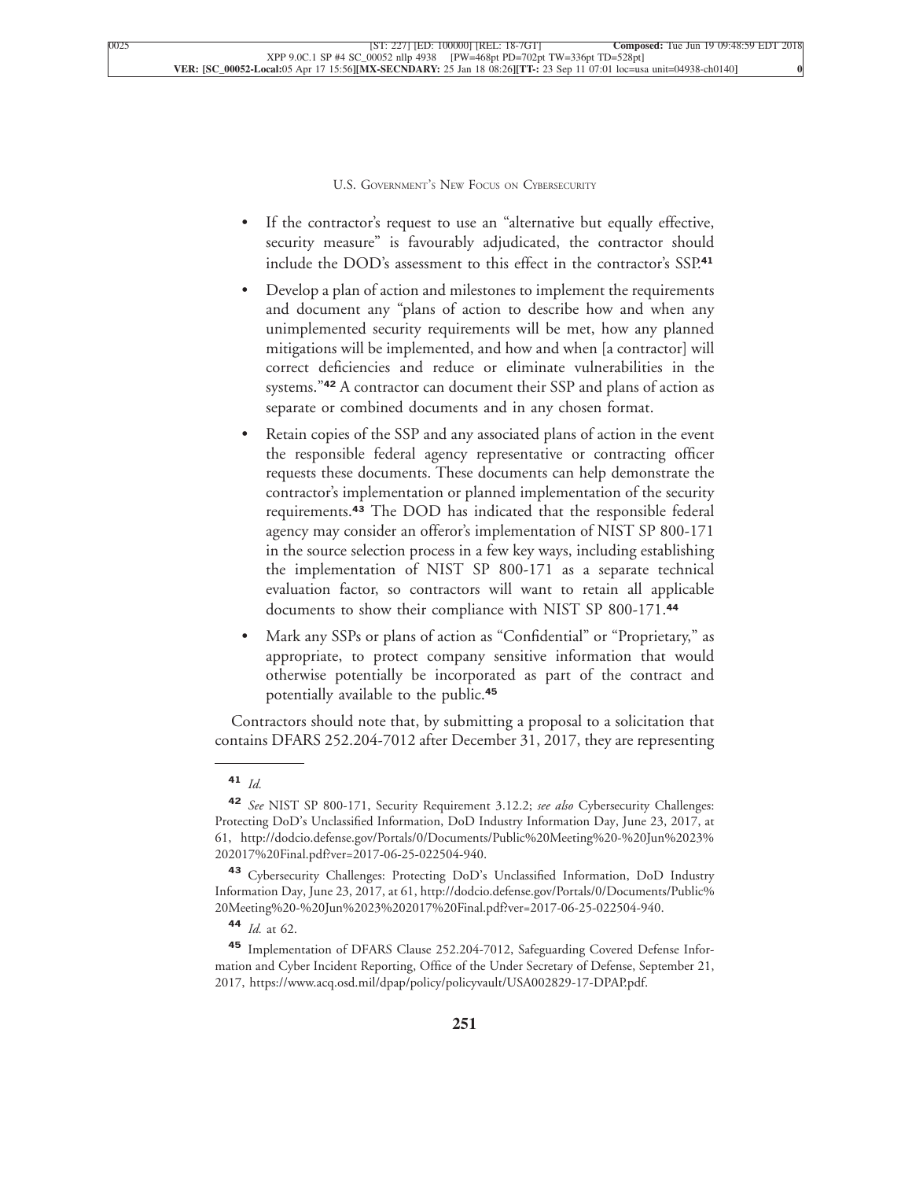- If the contractor's request to use an "alternative but equally effective, security measure" is favourably adjudicated, the contractor should include the DOD's assessment to this effect in the contractor's SSP.[41]
- Develop a plan of action and milestones to implement the requirements and document any "plans of action to describe how and when any unimplemented security requirements will be met, how any planned mitigations will be implemented, and how and when [a contractor] will correct deficiencies and reduce or eliminate vulnerabilities in the systems."[42] A contractor can document their SSP and plans of action as separate or combined documents and in any chosen format.
- Retain copies of the SSP and any associated plans of action in the event the responsible federal agency representative or contracting officer requests these documents. These documents can help demonstrate the contractor's implementation or planned implementation of the security requirements.[43] The DOD has indicated that the responsible federal agency may consider an offeror's implementation of NIST SP 800-171 in the source selection process in a few key ways, including establishing the implementation of NIST SP 800-171 as a separate technical evaluation factor, so contractors will want to retain all applicable documents to show their compliance with NIST SP 800-171.[44]
- Mark any SSPs or plans of action as "Confidential" or "Proprietary," as appropriate, to protect company sensitive information that would otherwise potentially be incorporated as part of the contract and potentially available to the public.[45]

Contractors should note that, by submitting a proposal to a solicitation that contains DFARS 252.204-7012 after December 31, 2017, they are representing

---

[41] *Id.*

[42] *See* NIST SP 800-171, Security Requirement 3.12.2; *see also* Cybersecurity Challenges: Protecting DoD's Unclassified Information, DoD Industry Information Day, June 23, 2017, at 61, http://dodcio.defense.gov/Portals/0/Documents/Public%20Meeting%20-%20Jun%2023%202017%20Final.pdf?ver=2017-06-25-022504-940.

[43] Cybersecurity Challenges: Protecting DoD's Unclassified Information, DoD Industry Information Day, June 23, 2017, at 61, http://dodcio.defense.gov/Portals/0/Documents/Public%20Meeting%20-%20Jun%2023%202017%20Final.pdf?ver=2017-06-25-022504-940.

[44] *Id.* at 62.

[45] Implementation of DFARS Clause 252.204-7012, Safeguarding Covered Defense Information and Cyber Incident Reporting, Office of the Under Secretary of Defense, September 21, 2017, https://www.acq.osd.mil/dpap/policy/policyvault/USA002829-17-DPAP.pdf.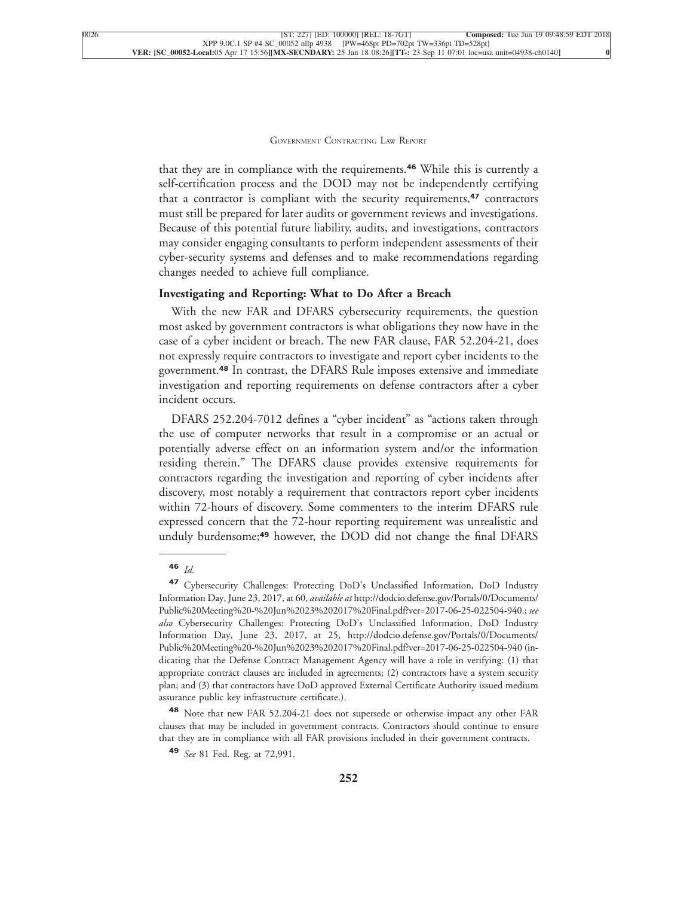that they are in compliance with the requirements.[46] While this is currently a self-certification process and the DOD may not be independently certifying that a contractor is compliant with the security requirements,[47] contractors must still be prepared for later audits or government reviews and investigations. Because of this potential future liability, audits, and investigations, contractors may consider engaging consultants to perform independent assessments of their cyber-security systems and defenses and to make recommendations regarding changes needed to achieve full compliance.

**Investigating and Reporting: What to Do After a Breach**

With the new FAR and DFARS cybersecurity requirements, the question most asked by government contractors is what obligations they now have in the case of a cyber incident or breach. The new FAR clause, FAR 52.204-21, does not expressly require contractors to investigate and report cyber incidents to the government.[48] In contrast, the DFARS Rule imposes extensive and immediate investigation and reporting requirements on defense contractors after a cyber incident occurs.

DFARS 252.204-7012 defines a "cyber incident" as "actions taken through the use of computer networks that result in a compromise or an actual or potentially adverse effect on an information system and/or the information residing therein." The DFARS clause provides extensive requirements for contractors regarding the investigation and reporting of cyber incidents after discovery, most notably a requirement that contractors report cyber incidents within 72-hours of discovery. Some commenters to the interim DFARS rule expressed concern that the 72-hour reporting requirement was unrealistic and unduly burdensome;[49] however, the DOD did not change the final DFARS

---

[46] *Id.*

[47] Cybersecurity Challenges: Protecting DoD's Unclassified Information, DoD Industry Information Day, June 23, 2017, at 60, *available at* http://dodcio.defense.gov/Portals/0/Documents/Public%20Meeting%20-%20Jun%2023%202017%20Final.pdf?ver=2017-06-25-022504-940.; *see also* Cybersecurity Challenges: Protecting DoD's Unclassified Information, DoD Industry Information Day, June 23, 2017, at 25, http://dodcio.defense.gov/Portals/0/Documents/Public%20Meeting%20-%20Jun%2023%202017%20Final.pdf?ver=2017-06-25-022504-940 (indicating that the Defense Contract Management Agency will have a role in verifying: (1) that appropriate contract clauses are included in agreements; (2) contractors have a system security plan; and (3) that contractors have DoD approved External Certificate Authority issued medium assurance public key infrastructure certificate.).

[48] Note that new FAR 52.204-21 does not supersede or otherwise impact any other FAR clauses that may be included in government contracts. Contractors should continue to ensure that they are in compliance with all FAR provisions included in their government contracts.

[49] *See* 81 Fed. Reg. at 72,991.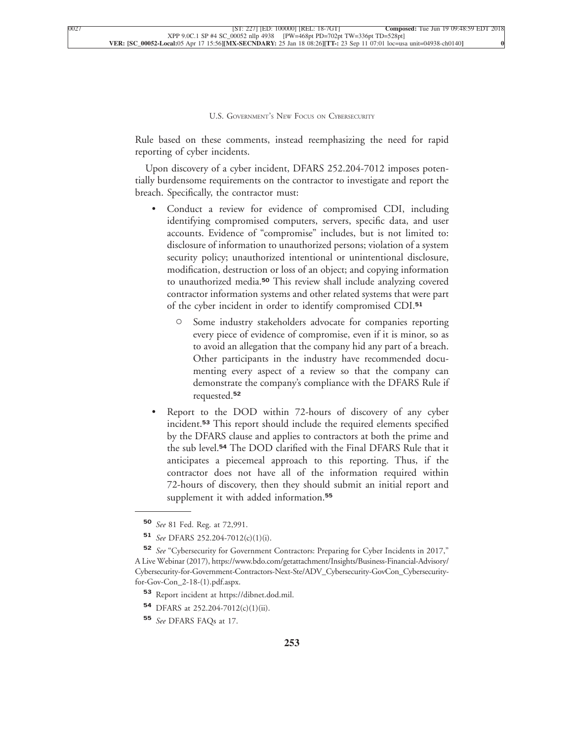Rule based on these comments, instead reemphasizing the need for rapid reporting of cyber incidents.

Upon discovery of a cyber incident, DFARS 252.204-7012 imposes potentially burdensome requirements on the contractor to investigate and report the breach. Specifically, the contractor must:

- Conduct a review for evidence of compromised CDI, including identifying compromised computers, servers, specific data, and user accounts. Evidence of "compromise" includes, but is not limited to: disclosure of information to unauthorized persons; violation of a system security policy; unauthorized intentional or unintentional disclosure, modification, destruction or loss of an object; and copying information to unauthorized media.[50] This review shall include analyzing covered contractor information systems and other related systems that were part of the cyber incident in order to identify compromised CDI.[51]
    - Some industry stakeholders advocate for companies reporting every piece of evidence of compromise, even if it is minor, so as to avoid an allegation that the company hid any part of a breach. Other participants in the industry have recommended documenting every aspect of a review so that the company can demonstrate the company's compliance with the DFARS Rule if requested.[52]
- Report to the DOD within 72-hours of discovery of any cyber incident.[53] This report should include the required elements specified by the DFARS clause and applies to contractors at both the prime and the sub level.[54] The DOD clarified with the Final DFARS Rule that it anticipates a piecemeal approach to this reporting. Thus, if the contractor does not have all of the information required within 72-hours of discovery, then they should submit an initial report and supplement it with added information.[55]

---

[50] *See* 81 Fed. Reg. at 72,991.

[51] *See* DFARS 252.204-7012(c)(1)(i).

[52] *See* "Cybersecurity for Government Contractors: Preparing for Cyber Incidents in 2017," A Live Webinar (2017), https://www.bdo.com/getattachment/Insights/Business-Financial-Advisory/Cybersecurity-for-Government-Contractors-Next-Ste/ADV_Cybersecurity-GovCon_Cybersecurity-for-Gov-Con_2-18-(1).pdf.aspx.

[53] Report incident at https://dibnet.dod.mil.

[54] DFARS at 252.204-7012(c)(1)(ii).

[55] *See* DFARS FAQs at 17.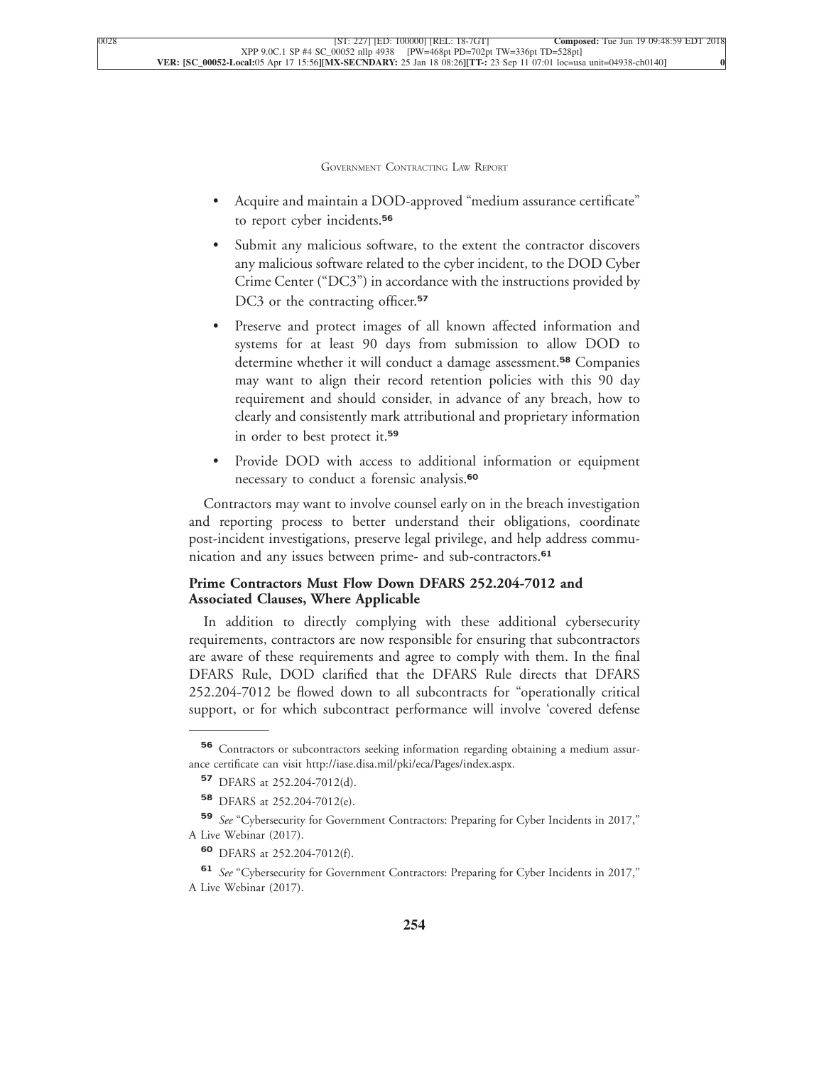- Acquire and maintain a DOD-approved "medium assurance certificate" to report cyber incidents.[56]
- Submit any malicious software, to the extent the contractor discovers any malicious software related to the cyber incident, to the DOD Cyber Crime Center ("DC3") in accordance with the instructions provided by DC3 or the contracting officer.[57]
- Preserve and protect images of all known affected information and systems for at least 90 days from submission to allow DOD to determine whether it will conduct a damage assessment.[58] Companies may want to align their record retention policies with this 90 day requirement and should consider, in advance of any breach, how to clearly and consistently mark attributional and proprietary information in order to best protect it.[59]
- Provide DOD with access to additional information or equipment necessary to conduct a forensic analysis.[60]

Contractors may want to involve counsel early on in the breach investigation and reporting process to better understand their obligations, coordinate post-incident investigations, preserve legal privilege, and help address communication and any issues between prime- and sub-contractors.[61]

**Prime Contractors Must Flow Down DFARS 252.204-7012 and Associated Clauses, Where Applicable**

In addition to directly complying with these additional cybersecurity requirements, contractors are now responsible for ensuring that subcontractors are aware of these requirements and agree to comply with them. In the final DFARS Rule, DOD clarified that the DFARS Rule directs that DFARS 252.204-7012 be flowed down to all subcontracts for "operationally critical support, or for which subcontract performance will involve 'covered defense

---

[56] Contractors or subcontractors seeking information regarding obtaining a medium assurance certificate can visit http://iase.disa.mil/pki/eca/Pages/index.aspx.

[57] DFARS at 252.204-7012(d).

[58] DFARS at 252.204-7012(e).

[59] *See* "Cybersecurity for Government Contractors: Preparing for Cyber Incidents in 2017," A Live Webinar (2017).

[60] DFARS at 252.204-7012(f).

[61] *See* "Cybersecurity for Government Contractors: Preparing for Cyber Incidents in 2017," A Live Webinar (2017).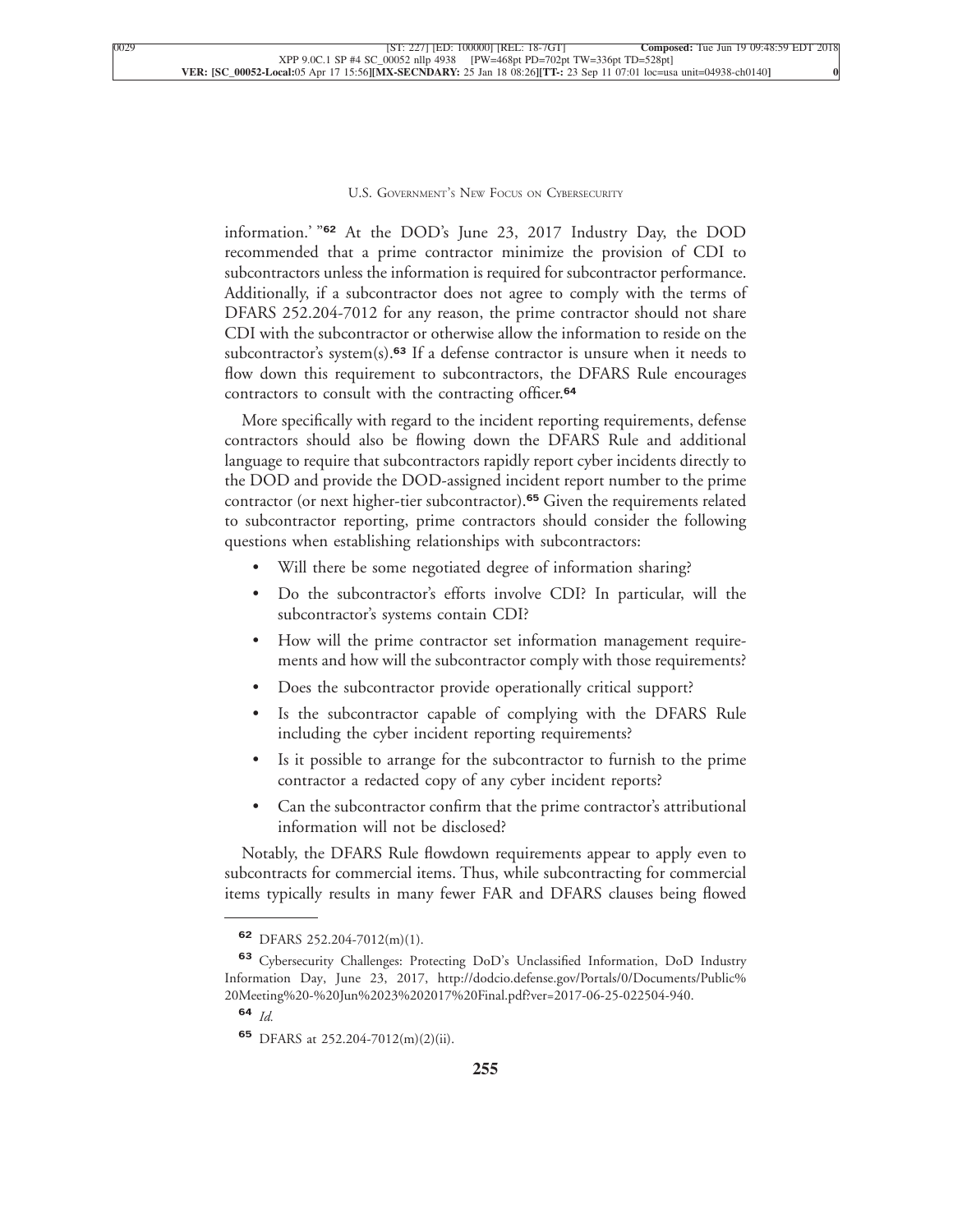information.' "[62] At the DOD's June 23, 2017 Industry Day, the DOD recommended that a prime contractor minimize the provision of CDI to subcontractors unless the information is required for subcontractor performance. Additionally, if a subcontractor does not agree to comply with the terms of DFARS 252.204-7012 for any reason, the prime contractor should not share CDI with the subcontractor or otherwise allow the information to reside on the subcontractor's system(s).[63] If a defense contractor is unsure when it needs to flow down this requirement to subcontractors, the DFARS Rule encourages contractors to consult with the contracting officer.[64]

More specifically with regard to the incident reporting requirements, defense contractors should also be flowing down the DFARS Rule and additional language to require that subcontractors rapidly report cyber incidents directly to the DOD and provide the DOD-assigned incident report number to the prime contractor (or next higher-tier subcontractor).[65] Given the requirements related to subcontractor reporting, prime contractors should consider the following questions when establishing relationships with subcontractors:

- Will there be some negotiated degree of information sharing?
- Do the subcontractor's efforts involve CDI? In particular, will the subcontractor's systems contain CDI?
- How will the prime contractor set information management requirements and how will the subcontractor comply with those requirements?
- Does the subcontractor provide operationally critical support?
- Is the subcontractor capable of complying with the DFARS Rule including the cyber incident reporting requirements?
- Is it possible to arrange for the subcontractor to furnish to the prime contractor a redacted copy of any cyber incident reports?
- Can the subcontractor confirm that the prime contractor's attributional information will not be disclosed?

Notably, the DFARS Rule flowdown requirements appear to apply even to subcontracts for commercial items. Thus, while subcontracting for commercial items typically results in many fewer FAR and DFARS clauses being flowed

---

[62] DFARS 252.204-7012(m)(1).

[63] Cybersecurity Challenges: Protecting DoD's Unclassified Information, DoD Industry Information Day, June 23, 2017, http://dodcio.defense.gov/Portals/0/Documents/Public%20Meeting%20-%20Jun%2023%202017%20Final.pdf?ver=2017-06-25-022504-940.

[64] *Id.*

[65] DFARS at 252.204-7012(m)(2)(ii).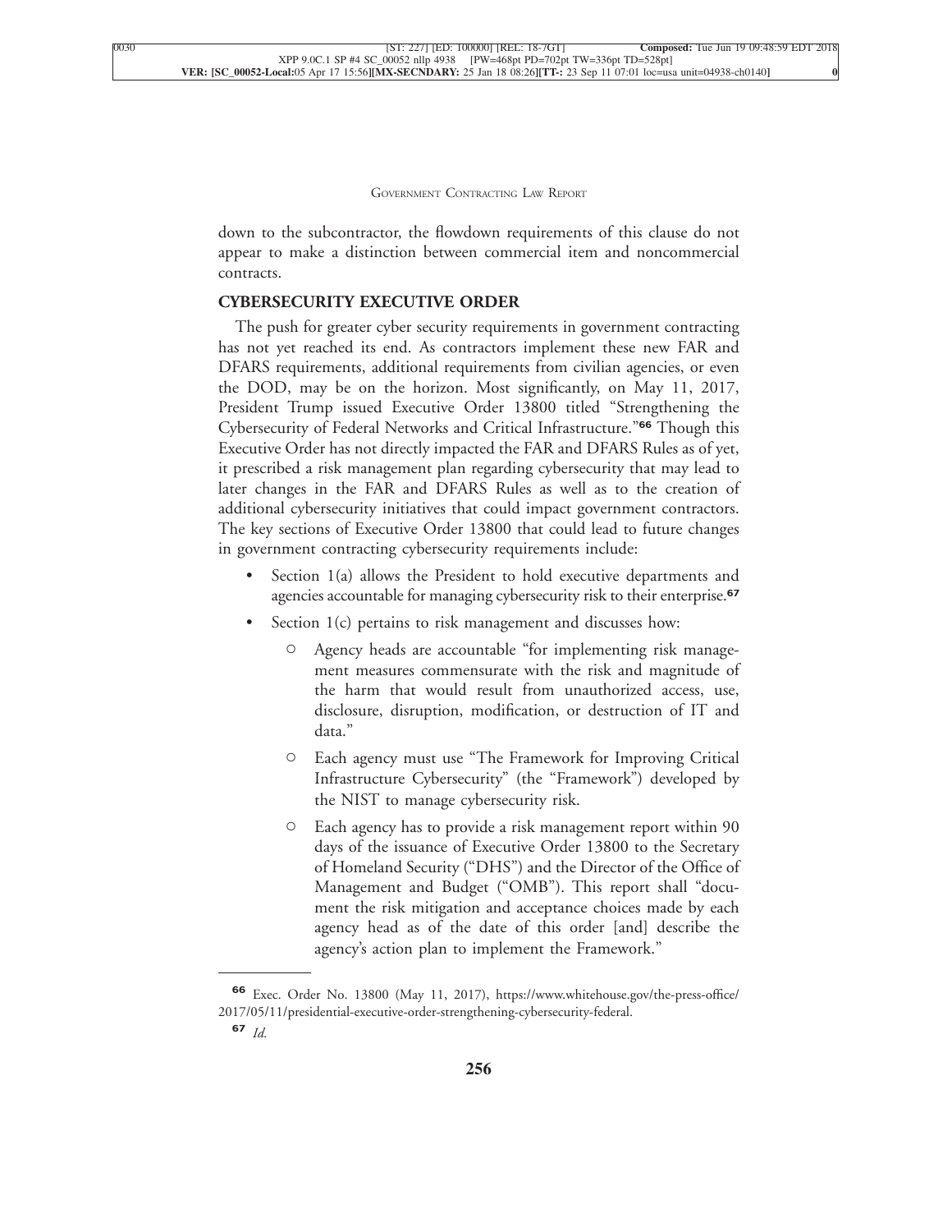down to the subcontractor, the flowdown requirements of this clause do not appear to make a distinction between commercial item and noncommercial contracts.

## CYBERSECURITY EXECUTIVE ORDER

The push for greater cyber security requirements in government contracting has not yet reached its end. As contractors implement these new FAR and DFARS requirements, additional requirements from civilian agencies, or even the DOD, may be on the horizon. Most significantly, on May 11, 2017, President Trump issued Executive Order 13800 titled "Strengthening the Cybersecurity of Federal Networks and Critical Infrastructure."[66] Though this Executive Order has not directly impacted the FAR and DFARS Rules as of yet, it prescribed a risk management plan regarding cybersecurity that may lead to later changes in the FAR and DFARS Rules as well as to the creation of additional cybersecurity initiatives that could impact government contractors. The key sections of Executive Order 13800 that could lead to future changes in government contracting cybersecurity requirements include:

- Section 1(a) allows the President to hold executive departments and agencies accountable for managing cybersecurity risk to their enterprise.[67]
- Section 1(c) pertains to risk management and discusses how:
  - Agency heads are accountable "for implementing risk management measures commensurate with the risk and magnitude of the harm that would result from unauthorized access, use, disclosure, disruption, modification, or destruction of IT and data."
  - Each agency must use "The Framework for Improving Critical Infrastructure Cybersecurity" (the "Framework") developed by the NIST to manage cybersecurity risk.
  - Each agency has to provide a risk management report within 90 days of the issuance of Executive Order 13800 to the Secretary of Homeland Security ("DHS") and the Director of the Office of Management and Budget ("OMB"). This report shall "document the risk mitigation and acceptance choices made by each agency head as of the date of this order [and] describe the agency's action plan to implement the Framework."

---

[66] Exec. Order No. 13800 (May 11, 2017), https://www.whitehouse.gov/the-press-office/2017/05/11/presidential-executive-order-strengthening-cybersecurity-federal.

[67] *Id.*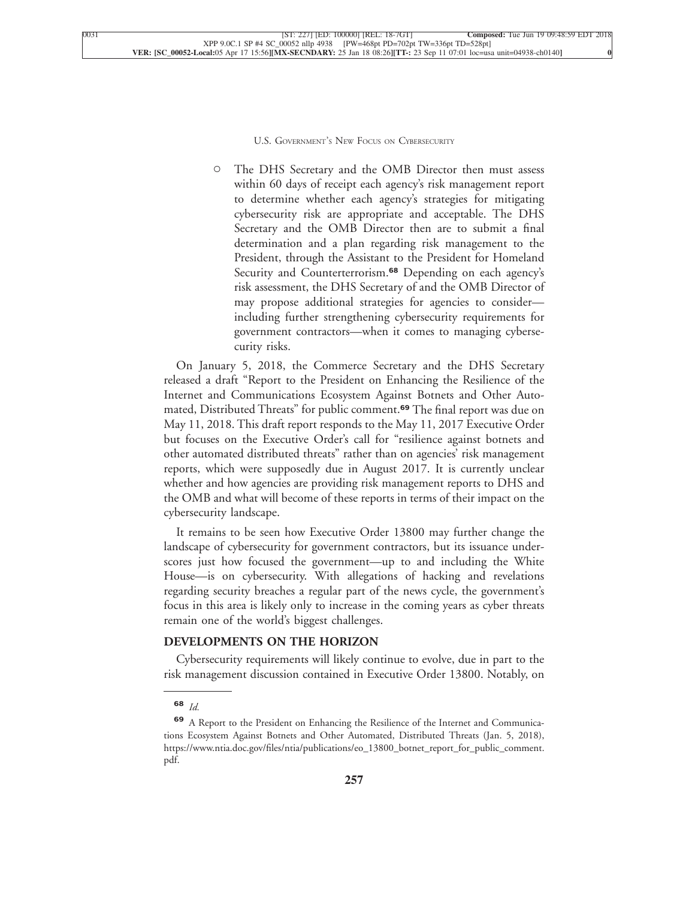- The DHS Secretary and the OMB Director then must assess within 60 days of receipt each agency's risk management report to determine whether each agency's strategies for mitigating cybersecurity risk are appropriate and acceptable. The DHS Secretary and the OMB Director then are to submit a final determination and a plan regarding risk management to the President, through the Assistant to the President for Homeland Security and Counterterrorism.[68] Depending on each agency's risk assessment, the DHS Secretary of and the OMB Director of may propose additional strategies for agencies to consider—including further strengthening cybersecurity requirements for government contractors—when it comes to managing cybersecurity risks.

On January 5, 2018, the Commerce Secretary and the DHS Secretary released a draft "Report to the President on Enhancing the Resilience of the Internet and Communications Ecosystem Against Botnets and Other Automated, Distributed Threats" for public comment.[69] The final report was due on May 11, 2018. This draft report responds to the May 11, 2017 Executive Order but focuses on the Executive Order's call for "resilience against botnets and other automated distributed threats" rather than on agencies' risk management reports, which were supposedly due in August 2017. It is currently unclear whether and how agencies are providing risk management reports to DHS and the OMB and what will become of these reports in terms of their impact on the cybersecurity landscape.

It remains to be seen how Executive Order 13800 may further change the landscape of cybersecurity for government contractors, but its issuance underscores just how focused the government—up to and including the White House—is on cybersecurity. With allegations of hacking and revelations regarding security breaches a regular part of the news cycle, the government's focus in this area is likely only to increase in the coming years as cyber threats remain one of the world's biggest challenges.

## DEVELOPMENTS ON THE HORIZON

Cybersecurity requirements will likely continue to evolve, due in part to the risk management discussion contained in Executive Order 13800. Notably, on

---

[68] *Id.*

[69] A Report to the President on Enhancing the Resilience of the Internet and Communications Ecosystem Against Botnets and Other Automated, Distributed Threats (Jan. 5, 2018), https://www.ntia.doc.gov/files/ntia/publications/eo_13800_botnet_report_for_public_comment.pdf.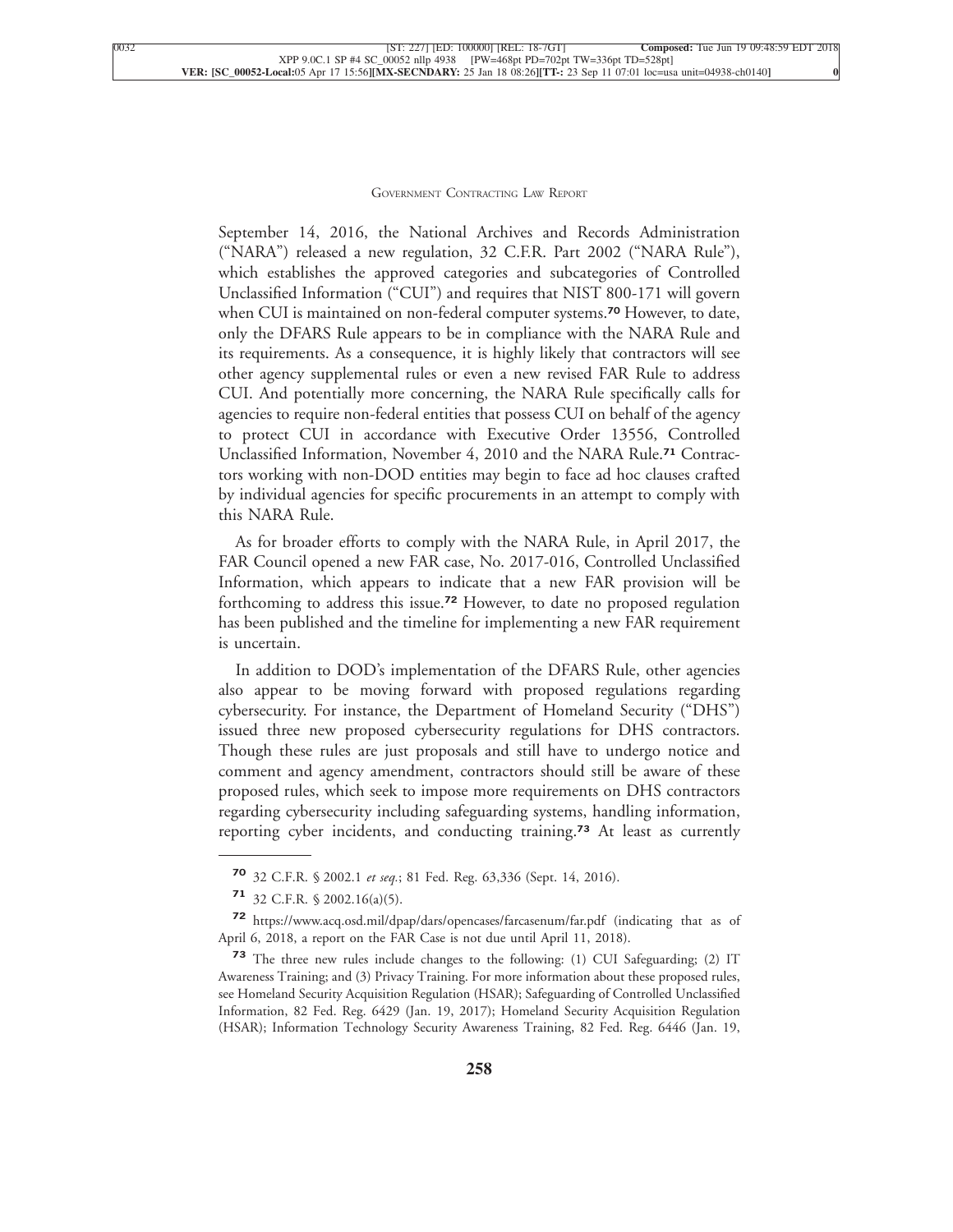September 14, 2016, the National Archives and Records Administration ("NARA") released a new regulation, 32 C.F.R. Part 2002 ("NARA Rule"), which establishes the approved categories and subcategories of Controlled Unclassified Information ("CUI") and requires that NIST 800-171 will govern when CUI is maintained on non-federal computer systems.[70] However, to date, only the DFARS Rule appears to be in compliance with the NARA Rule and its requirements. As a consequence, it is highly likely that contractors will see other agency supplemental rules or even a new revised FAR Rule to address CUI. And potentially more concerning, the NARA Rule specifically calls for agencies to require non-federal entities that possess CUI on behalf of the agency to protect CUI in accordance with Executive Order 13556, Controlled Unclassified Information, November 4, 2010 and the NARA Rule.[71] Contractors working with non-DOD entities may begin to face ad hoc clauses crafted by individual agencies for specific procurements in an attempt to comply with this NARA Rule.

As for broader efforts to comply with the NARA Rule, in April 2017, the FAR Council opened a new FAR case, No. 2017-016, Controlled Unclassified Information, which appears to indicate that a new FAR provision will be forthcoming to address this issue.[72] However, to date no proposed regulation has been published and the timeline for implementing a new FAR requirement is uncertain.

In addition to DOD's implementation of the DFARS Rule, other agencies also appear to be moving forward with proposed regulations regarding cybersecurity. For instance, the Department of Homeland Security ("DHS") issued three new proposed cybersecurity regulations for DHS contractors. Though these rules are just proposals and still have to undergo notice and comment and agency amendment, contractors should still be aware of these proposed rules, which seek to impose more requirements on DHS contractors regarding cybersecurity including safeguarding systems, handling information, reporting cyber incidents, and conducting training.[73] At least as currently

---

[70] 32 C.F.R. § 2002.1 *et seq.*; 81 Fed. Reg. 63,336 (Sept. 14, 2016).

[71] 32 C.F.R. § 2002.16(a)(5).

[72] https://www.acq.osd.mil/dpap/dars/opencases/farcasenum/far.pdf (indicating that as of April 6, 2018, a report on the FAR Case is not due until April 11, 2018).

[73] The three new rules include changes to the following: (1) CUI Safeguarding; (2) IT Awareness Training; and (3) Privacy Training. For more information about these proposed rules, see Homeland Security Acquisition Regulation (HSAR); Safeguarding of Controlled Unclassified Information, 82 Fed. Reg. 6429 (Jan. 19, 2017); Homeland Security Acquisition Regulation (HSAR); Information Technology Security Awareness Training, 82 Fed. Reg. 6446 (Jan. 19,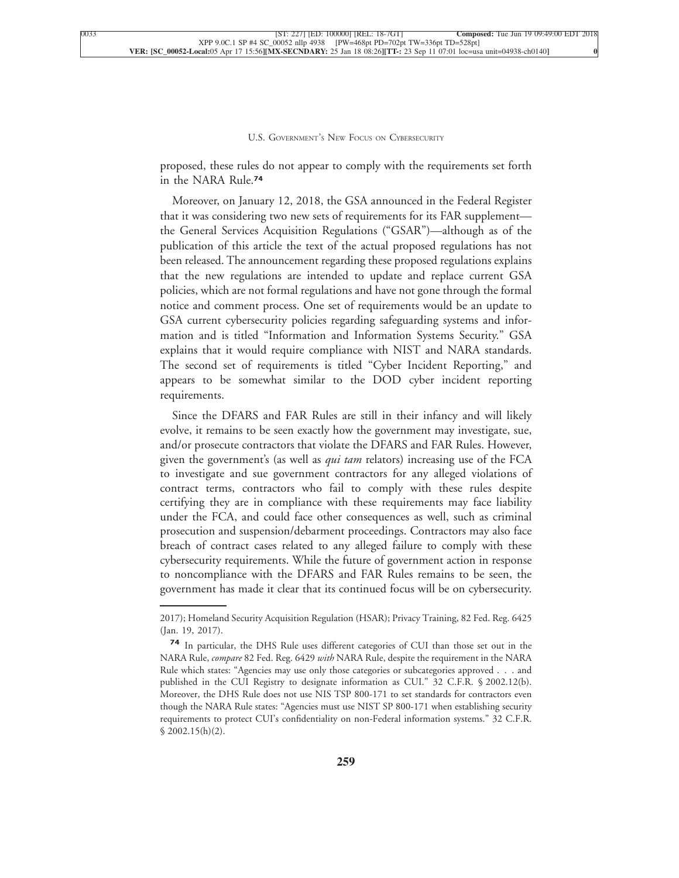proposed, these rules do not appear to comply with the requirements set forth in the NARA Rule.[74]

Moreover, on January 12, 2018, the GSA announced in the Federal Register that it was considering two new sets of requirements for its FAR supplement—the General Services Acquisition Regulations ("GSAR")—although as of the publication of this article the text of the actual proposed regulations has not been released. The announcement regarding these proposed regulations explains that the new regulations are intended to update and replace current GSA policies, which are not formal regulations and have not gone through the formal notice and comment process. One set of requirements would be an update to GSA current cybersecurity policies regarding safeguarding systems and information and is titled "Information and Information Systems Security." GSA explains that it would require compliance with NIST and NARA standards. The second set of requirements is titled "Cyber Incident Reporting," and appears to be somewhat similar to the DOD cyber incident reporting requirements.

Since the DFARS and FAR Rules are still in their infancy and will likely evolve, it remains to be seen exactly how the government may investigate, sue, and/or prosecute contractors that violate the DFARS and FAR Rules. However, given the government's (as well as *qui tam* relators) increasing use of the FCA to investigate and sue government contractors for any alleged violations of contract terms, contractors who fail to comply with these rules despite certifying they are in compliance with these requirements may face liability under the FCA, and could face other consequences as well, such as criminal prosecution and suspension/debarment proceedings. Contractors may also face breach of contract cases related to any alleged failure to comply with these cybersecurity requirements. While the future of government action in response to noncompliance with the DFARS and FAR Rules remains to be seen, the government has made it clear that its continued focus will be on cybersecurity.

---

2017); Homeland Security Acquisition Regulation (HSAR); Privacy Training, 82 Fed. Reg. 6425 (Jan. 19, 2017).

[74] In particular, the DHS Rule uses different categories of CUI than those set out in the NARA Rule, *compare* 82 Fed. Reg. 6429 *with* NARA Rule, despite the requirement in the NARA Rule which states: "Agencies may use only those categories or subcategories approved . . . and published in the CUI Registry to designate information as CUI." 32 C.F.R. § 2002.12(b). Moreover, the DHS Rule does not use NIS TSP 800-171 to set standards for contractors even though the NARA Rule states: "Agencies must use NIST SP 800-171 when establishing security requirements to protect CUI's confidentiality on non-Federal information systems." 32 C.F.R. § 2002.15(h)(2).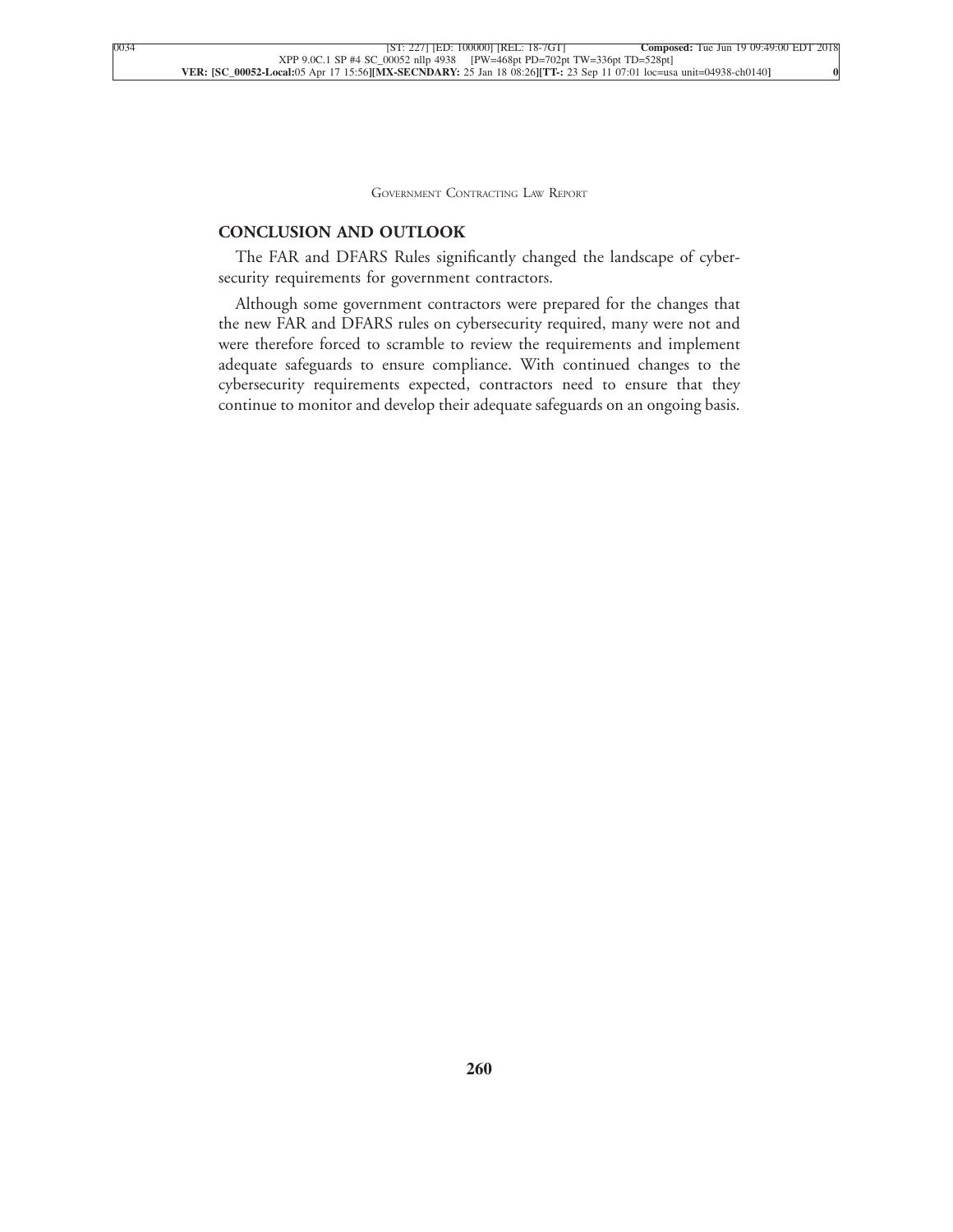## CONCLUSION AND OUTLOOK

The FAR and DFARS Rules significantly changed the landscape of cybersecurity requirements for government contractors.

Although some government contractors were prepared for the changes that the new FAR and DFARS rules on cybersecurity required, many were not and were therefore forced to scramble to review the requirements and implement adequate safeguards to ensure compliance. With continued changes to the cybersecurity requirements expected, contractors need to ensure that they continue to monitor and develop their adequate safeguards on an ongoing basis.